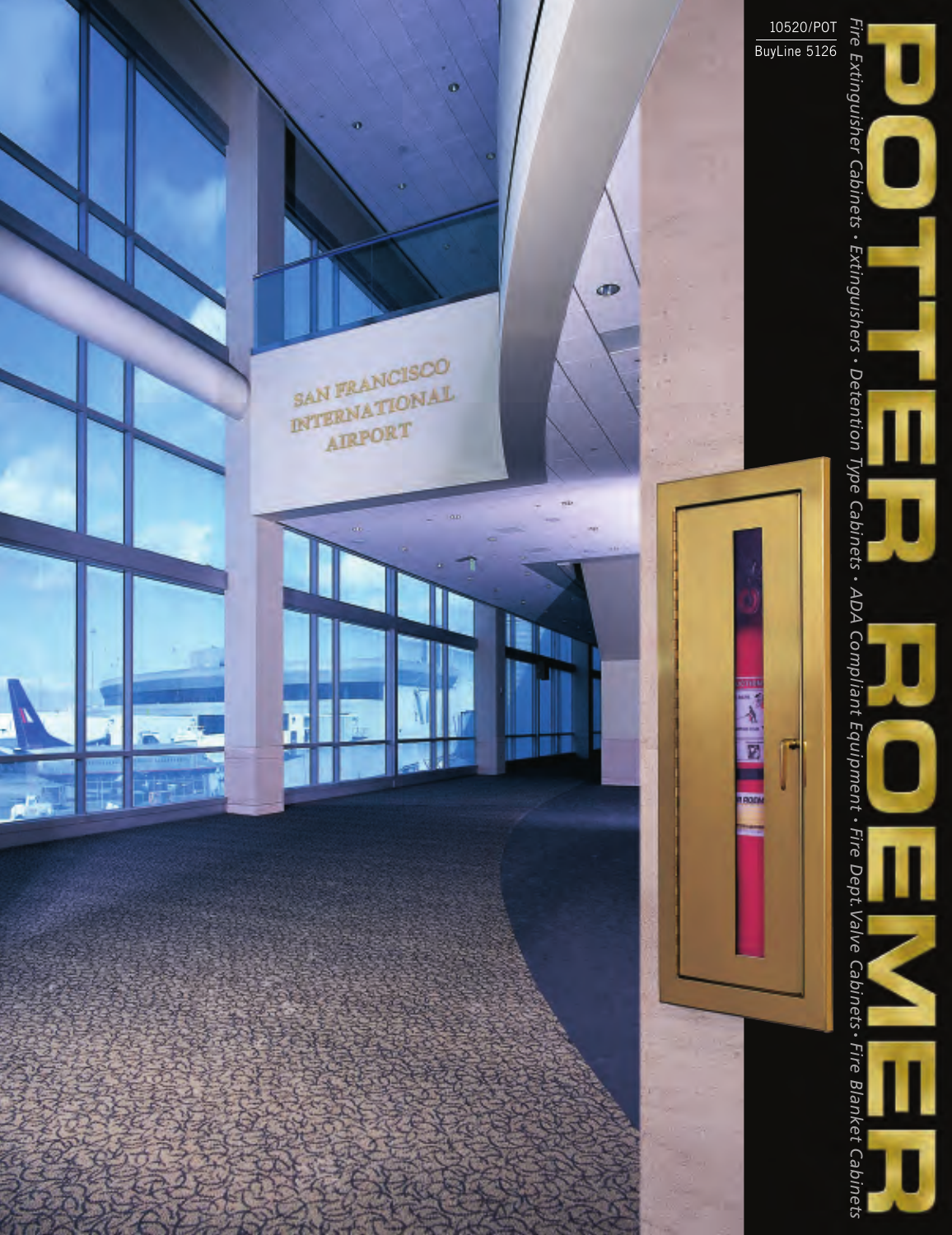10520/POT

BuyLine 5126

# POTTER ROEMER

*Fire Extinguisher Cabinets • Extinguishers • Detention Type Cabinets • ADA Compliant Equipment • Fire Dept. Valve Cabinets • Fire Blanket Cabinets*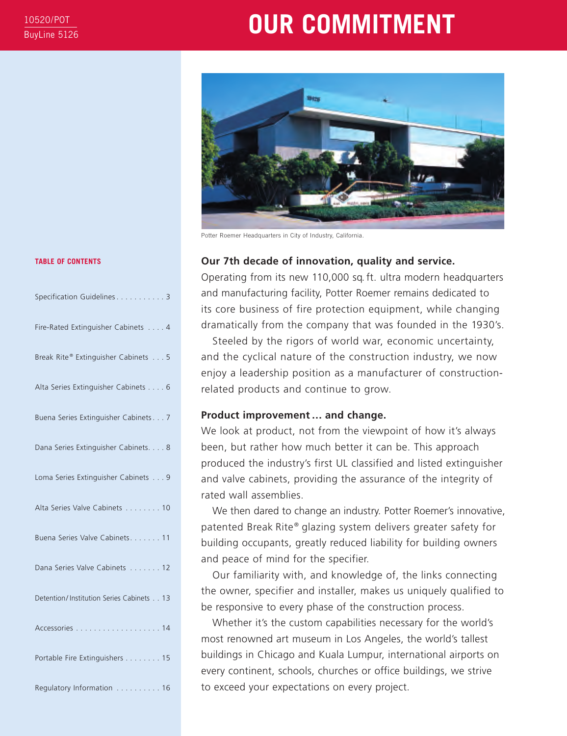10520/POT
BuyLine 5126

# OUR COMMITMENT

Potter Roemer Headquarters in City of Industry, California.

**TABLE OF CONTENTS**

- Specification Guidelines . . . . . . . . . . . 3
- Fire-Rated Extinguisher Cabinets . . . . 4
- Break Rite® Extinguisher Cabinets . . . 5
- Alta Series Extinguisher Cabinets . . . . 6
- Buena Series Extinguisher Cabinets . . . 7
- Dana Series Extinguisher Cabinets. . . . 8
- Loma Series Extinguisher Cabinets . . . 9
- Alta Series Valve Cabinets . . . . . . . . 10
- Buena Series Valve Cabinets. . . . . . . 11
- Dana Series Valve Cabinets . . . . . . . 12
- Detention/Institution Series Cabinets . . 13
- Accessories . . . . . . . . . . . . . . . . . . . 14
- Portable Fire Extinguishers . . . . . . . . 15
- Regulatory Information . . . . . . . . . . 16

### Our 7th decade of innovation, quality and service.

Operating from its new 110,000 sq. ft. ultra modern headquarters and manufacturing facility, Potter Roemer remains dedicated to its core business of fire protection equipment, while changing dramatically from the company that was founded in the 1930's.

Steeled by the rigors of world war, economic uncertainty, and the cyclical nature of the construction industry, we now enjoy a leadership position as a manufacturer of construction-related products and continue to grow.

### Product improvement ... and change.

We look at product, not from the viewpoint of how it's always been, but rather how much better it can be. This approach produced the industry's first UL classified and listed extinguisher and valve cabinets, providing the assurance of the integrity of rated wall assemblies.

We then dared to change an industry. Potter Roemer's innovative, patented Break Rite® glazing system delivers greater safety for building occupants, greatly reduced liability for building owners and peace of mind for the specifier.

Our familiarity with, and knowledge of, the links connecting the owner, specifier and installer, makes us uniquely qualified to be responsive to every phase of the construction process.

Whether it's the custom capabilities necessary for the world's most renowned art museum in Los Angeles, the world's tallest buildings in Chicago and Kuala Lumpur, international airports on every continent, schools, churches or office buildings, we strive to exceed your expectations on every project.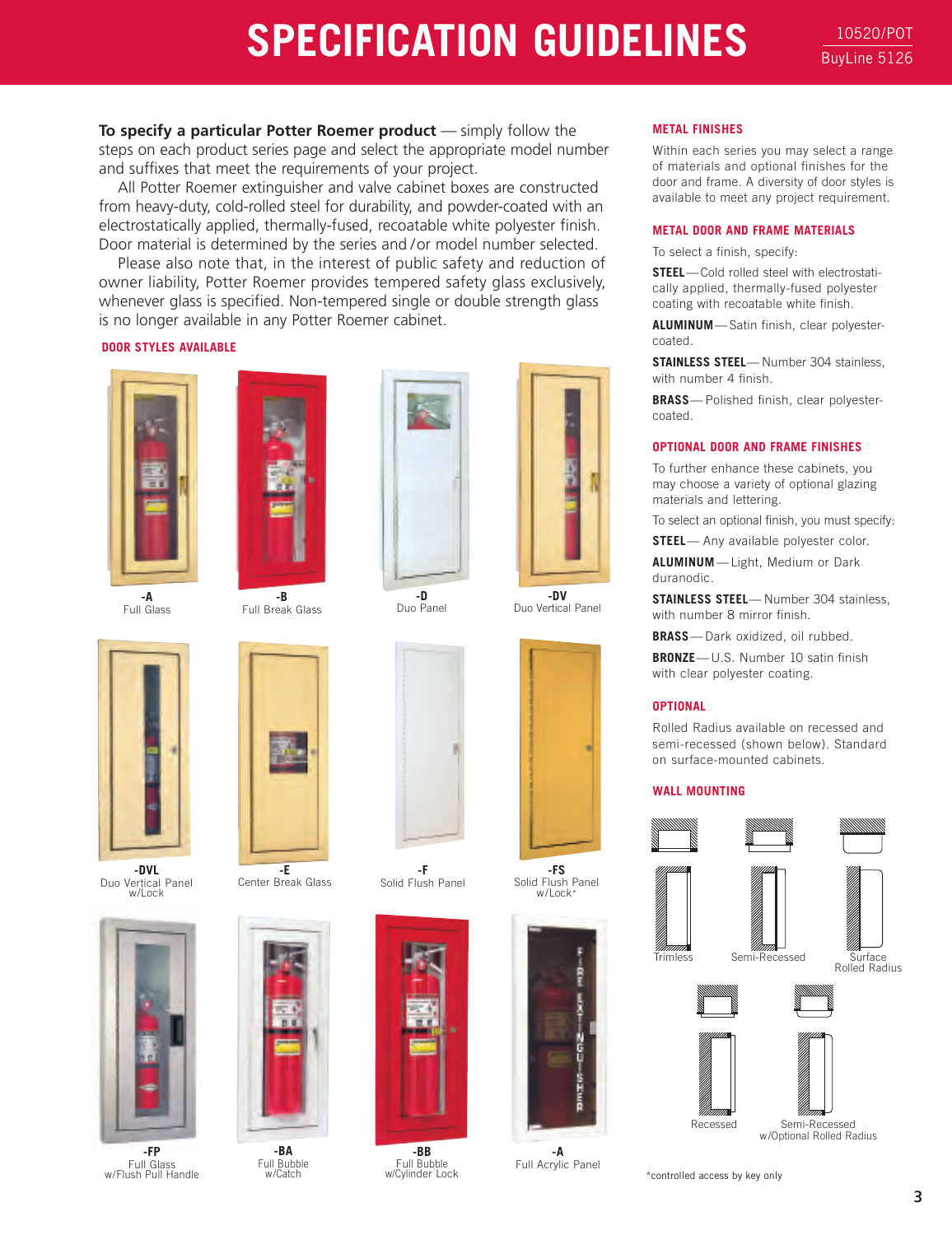# SPECIFICATION GUIDELINES

10520/POT
BuyLine 5126

**To specify a particular Potter Roemer product** — simply follow the steps on each product series page and select the appropriate model number and suffixes that meet the requirements of your project.

All Potter Roemer extinguisher and valve cabinet boxes are constructed from heavy-duty, cold-rolled steel for durability, and powder-coated with an electrostatically applied, thermally-fused, recoatable white polyester finish. Door material is determined by the series and/or model number selected.

Please also note that, in the interest of public safety and reduction of owner liability, Potter Roemer provides tempered safety glass exclusively, whenever glass is specified. Non-tempered single or double strength glass is no longer available in any Potter Roemer cabinet.

## DOOR STYLES AVAILABLE

**-A** Full Glass

**-B** Full Break Glass

**-D** Duo Panel

**-DV** Duo Vertical Panel

**-DVL** Duo Vertical Panel w/Lock

**-E** Center Break Glass

**-F** Solid Flush Panel

**-FS** Solid Flush Panel w/Lock*

**-FP** Full Glass w/Flush Pull Handle

**-BA** Full Bubble w/Catch

**-BB** Full Bubble w/Cylinder Lock

**-A** Full Acrylic Panel

## METAL FINISHES

Within each series you may select a range of materials and optional finishes for the door and frame. A diversity of door styles is available to meet any project requirement.

## METAL DOOR AND FRAME MATERIALS

To select a finish, specify:

**STEEL**—Cold rolled steel with electrostatically applied, thermally-fused polyester coating with recoatable white finish.

**ALUMINUM**—Satin finish, clear polyester-coated.

**STAINLESS STEEL**—Number 304 stainless, with number 4 finish.

**BRASS**—Polished finish, clear polyester-coated.

## OPTIONAL DOOR AND FRAME FINISHES

To further enhance these cabinets, you may choose a variety of optional glazing materials and lettering.

To select an optional finish, you must specify:

**STEEL**—Any available polyester color.

**ALUMINUM**—Light, Medium or Dark duranodic.

**STAINLESS STEEL**—Number 304 stainless, with number 8 mirror finish.

**BRASS**—Dark oxidized, oil rubbed.

**BRONZE**—U.S. Number 10 satin finish with clear polyester coating.

## OPTIONAL

Rolled Radius available on recessed and semi-recessed (shown below). Standard on surface-mounted cabinets.

## WALL MOUNTING

Trimless

Semi-Recessed

Surface Rolled Radius

Recessed

Semi-Recessed w/Optional Rolled Radius

*controlled access by key only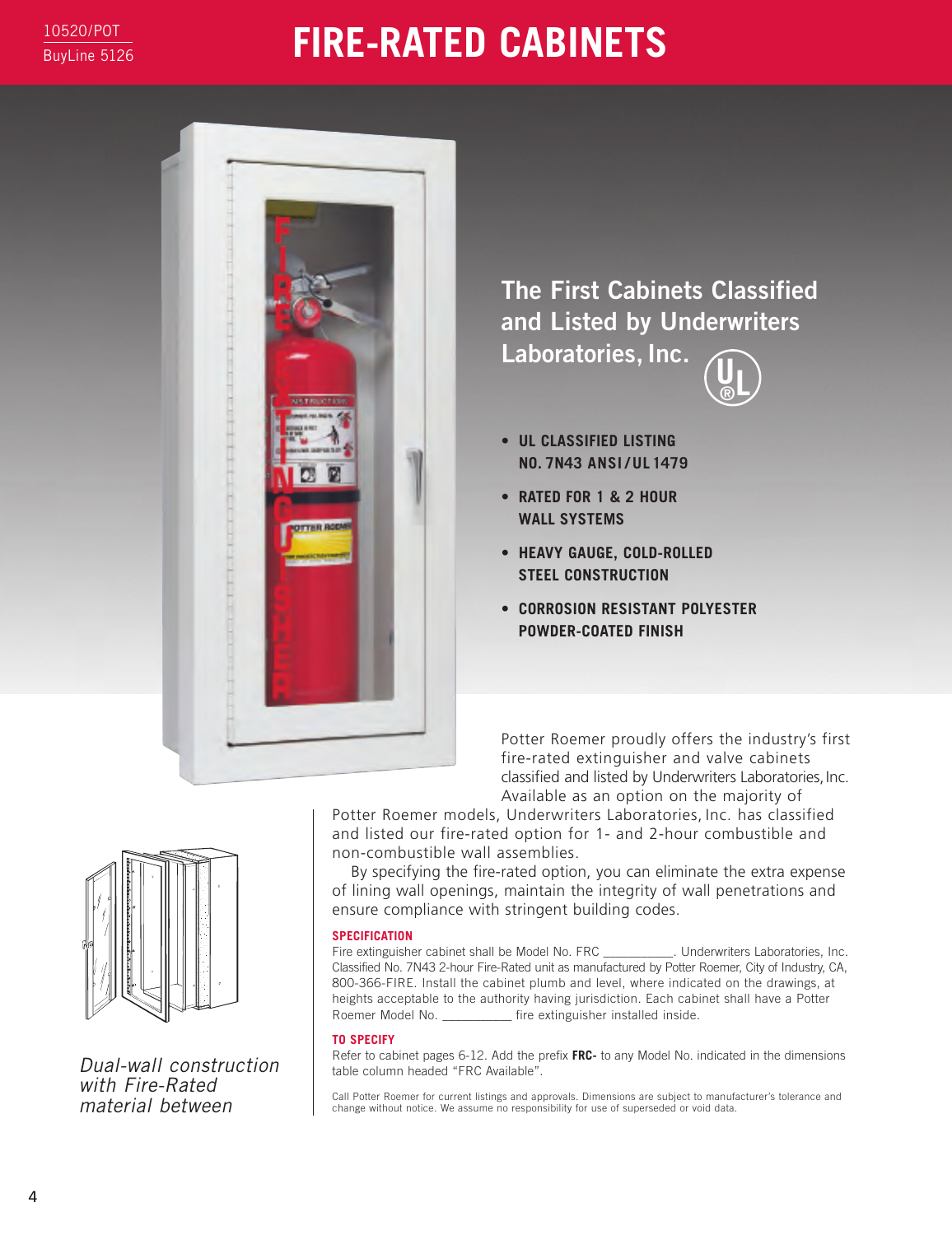10520/POT
BuyLine 5126

# FIRE-RATED CABINETS

## The First Cabinets Classified and Listed by Underwriters Laboratories, Inc.

- **UL CLASSIFIED LISTING NO. 7N43 ANSI/UL 1479**
- **RATED FOR 1 & 2 HOUR WALL SYSTEMS**
- **HEAVY GAUGE, COLD-ROLLED STEEL CONSTRUCTION**
- **CORROSION RESISTANT POLYESTER POWDER-COATED FINISH**

Potter Roemer proudly offers the industry's first fire-rated extinguisher and valve cabinets classified and listed by Underwriters Laboratories, Inc. Available as an option on the majority of Potter Roemer models, Underwriters Laboratories, Inc. has classified and listed our fire-rated option for 1- and 2-hour combustible and non-combustible wall assemblies.

By specifying the fire-rated option, you can eliminate the extra expense of lining wall openings, maintain the integrity of wall penetrations and ensure compliance with stringent building codes.

*Dual-wall construction with Fire-Rated material between*

### SPECIFICATION

Fire extinguisher cabinet shall be Model No. FRC __________. Underwriters Laboratories, Inc. Classified No. 7N43 2-hour Fire-Rated unit as manufactured by Potter Roemer, City of Industry, CA, 800-366-FIRE. Install the cabinet plumb and level, where indicated on the drawings, at heights acceptable to the authority having jurisdiction. Each cabinet shall have a Potter Roemer Model No. __________ fire extinguisher installed inside.

### TO SPECIFY

Refer to cabinet pages 6-12. Add the prefix **FRC-** to any Model No. indicated in the dimensions table column headed "FRC Available".

Call Potter Roemer for current listings and approvals. Dimensions are subject to manufacturer's tolerance and change without notice. We assume no responsibility for use of superseded or void data.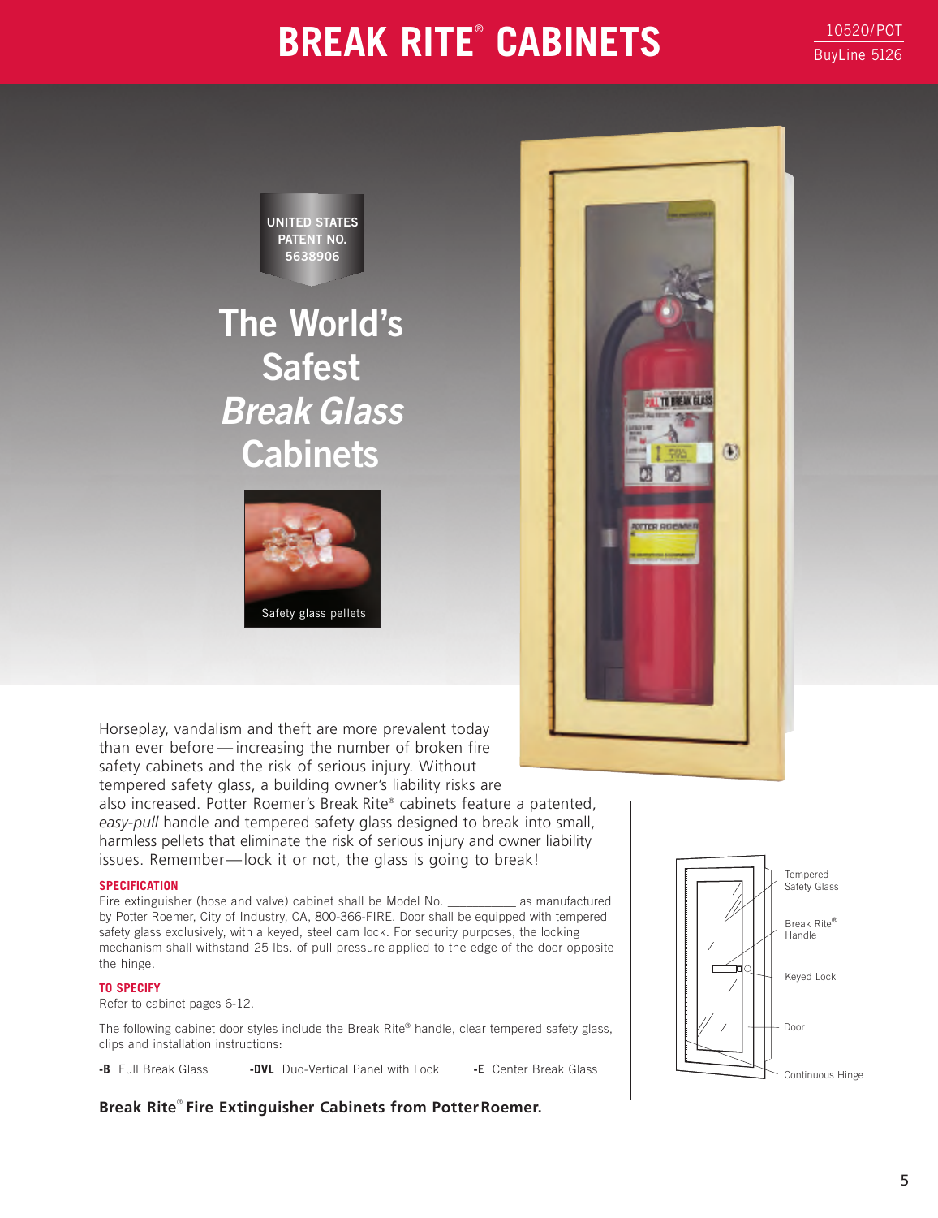# BREAK RITE® CABINETS

10520/POT
BuyLine 5126

UNITED STATES PATENT NO. 5638906

## The World's Safest *Break Glass* Cabinets

Safety glass pellets

Horseplay, vandalism and theft are more prevalent today than ever before — increasing the number of broken fire safety cabinets and the risk of serious injury. Without tempered safety glass, a building owner's liability risks are also increased. Potter Roemer's Break Rite® cabinets feature a patented, *easy-pull* handle and tempered safety glass designed to break into small, harmless pellets that eliminate the risk of serious injury and owner liability issues. Remember — lock it or not, the glass is going to break!

### SPECIFICATION

Fire extinguisher (hose and valve) cabinet shall be Model No. __________ as manufactured by Potter Roemer, City of Industry, CA, 800-366-FIRE. Door shall be equipped with tempered safety glass exclusively, with a keyed, steel cam lock. For security purposes, the locking mechanism shall withstand 25 lbs. of pull pressure applied to the edge of the door opposite the hinge.

### TO SPECIFY

Refer to cabinet pages 6-12.

The following cabinet door styles include the Break Rite® handle, clear tempered safety glass, clips and installation instructions:

**-B** Full Break Glass **-DVL** Duo-Vertical Panel with Lock **-E** Center Break Glass

Tempered Safety Glass
Break Rite® Handle
Keyed Lock
Door
Continuous Hinge

**Break Rite® Fire Extinguisher Cabinets from Potter Roemer.**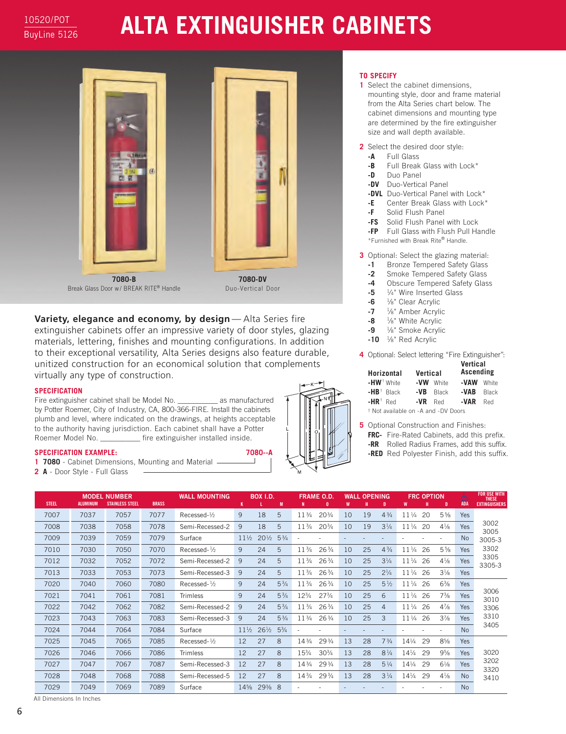10520/POT

BuyLine 5126

# ALTA EXTINGUISHER CABINETS

**7080-B**
Break Glass Door w/ BREAK RITE® Handle

**7080-DV**
Duo-Vertical Door

**Variety, elegance and economy, by design** — Alta Series fire extinguisher cabinets offer an impressive variety of door styles, glazing materials, lettering, finishes and mounting configurations. In addition to their exceptional versatility, Alta Series designs also feature durable, unitized construction for an economical solution that complements virtually any type of construction.

## SPECIFICATION

Fire extinguisher cabinet shall be Model No. __________ as manufactured by Potter Roemer, City of Industry, CA, 800-366-FIRE. Install the cabinets plumb and level, where indicated on the drawings, at heights acceptable to the authority having jurisdiction. Each cabinet shall have a Potter Roemer Model No. __________ fire extinguisher installed inside.

## SPECIFICATION EXAMPLE: 7080--A

1 **7080** - Cabinet Dimensions, Mounting and Material

2 **A** - Door Style - Full Glass

## TO SPECIFY

1 Select the cabinet dimensions, mounting style, door and frame material from the Alta Series chart below. The cabinet dimensions and mounting type are determined by the fire extinguisher size and wall depth available.

2 Select the desired door style:

- **-A** Full Glass
- **-B** Full Break Glass with Lock*
- **-D** Duo Panel
- **-DV** Duo-Vertical Panel
- **-DVL** Duo-Vertical Panel with Lock*
- **-E** Center Break Glass with Lock*
- **-F** Solid Flush Panel
- **-FS** Solid Flush Panel with Lock
- **-FP** Full Glass with Flush Pull Handle

*Furnished with Break Rite® Handle.

3 Optional: Select the glazing material:

- **-1** Bronze Tempered Safety Glass
- **-2** Smoke Tempered Safety Glass
- **-4** Obscure Tempered Safety Glass
- **-5** ¼" Wire Inserted Glass
- **-6** ⅛" Clear Acrylic
- **-7** ⅛" Amber Acrylic
- **-8** ⅛" White Acrylic
- **-9** ⅛" Smoke Acrylic
- **-10** ⅛" Red Acrylic

4 Optional: Select lettering "Fire Extinguisher":

| Horizontal | Vertical | Vertical Ascending |
|---|---|---|
| **-HW**† White | **-VW** White | **-VAW** White |
| **-HB**† Black | **-VB** Black | **-VAB** Black |
| **-HR**† Red | **-VR** Red | **-VAR** Red |

† Not available on -A and -DV Doors

5 Optional Construction and Finishes:

- **FRC-** Fire-Rated Cabinets, add this prefix.
- **-RR** Rolled Radius Frames, add this suffix.
- **-RED** Red Polyester Finish, add this suffix.

| MODEL NUMBER | | | | WALL MOUNTING | BOX I.D. | | | FRAME O.D. | | WALL OPENING | | | FRC OPTION | | | ADA | FOR USE WITH THESE EXTINGUISHERS |
|---|---|---|---|---|---|---|---|---|---|---|---|---|---|---|---|---|---|
| STEEL | ALUMINUM | STAINLESS STEEL | BRASS | | K | L | M | N | O | W | H | D | W | H | D | | |
| 7007 | 7037 | 7057 | 7077 | Recessed-½ | 9 | 18 | 5 | 11¾ | 20¾ | 10 | 19 | 4¾ | 11¼ | 20 | 5⅝ | Yes | 3002, 3005, 3005-3, 3302, 3305, 3305-3 |
| 7008 | 7038 | 7058 | 7078 | Semi-Recessed-2 | 9 | 18 | 5 | 11¾ | 20¾ | 10 | 19 | 3¼ | 11¼ | 20 | 4⅛ | Yes | |
| 7009 | 7039 | 7059 | 7079 | Surface | 11½ | 20½ | 5¾ | - | - | - | - | - | - | - | - | No | |
| 7010 | 7030 | 7050 | 7070 | Recessed-½ | 9 | 24 | 5 | 11¾ | 26¾ | 10 | 25 | 4¾ | 11¼ | 26 | 5⅝ | Yes | |
| 7012 | 7032 | 7052 | 7072 | Semi-Recessed-2 | 9 | 24 | 5 | 11¾ | 26¾ | 10 | 25 | 3¼ | 11¼ | 26 | 4⅛ | Yes | |
| 7013 | 7033 | 7053 | 7073 | Semi-Recessed-3 | 9 | 24 | 5 | 11¾ | 26¾ | 10 | 25 | 2¼ | 11¼ | 26 | 3⅛ | Yes | |
| 7020 | 7040 | 7060 | 7080 | Recessed-½ | 9 | 24 | 5¾ | 11¾ | 26¾ | 10 | 25 | 5½ | 11¼ | 26 | 6⅜ | Yes | 3006, 3010, 3306, 3310, 3405 |
| 7021 | 7041 | 7061 | 7081 | Trimless | 9 | 24 | 5¾ | 12¾ | 27¾ | 10 | 25 | 6 | 11¼ | 26 | 7⅞ | Yes | |
| 7022 | 7042 | 7062 | 7082 | Semi-Recessed-2 | 9 | 24 | 5¾ | 11¾ | 26¾ | 10 | 25 | 4 | 11¼ | 26 | 4⅞ | Yes | |
| 7023 | 7043 | 7063 | 7083 | Semi-Recessed-3 | 9 | 24 | 5¾ | 11¾ | 26¾ | 10 | 25 | 3 | 11¼ | 26 | 3⅞ | Yes | |
| 7024 | 7044 | 7064 | 7084 | Surface | 11½ | 26½ | 5¾ | - | - | - | - | - | - | - | - | No | |
| 7025 | 7045 | 7065 | 7085 | Recessed-½ | 12 | 27 | 8 | 14¾ | 29¾ | 13 | 28 | 7¾ | 14¼ | 29 | 8⅝ | Yes | 3020, 3202, 3320, 3410 |
| 7026 | 7046 | 7066 | 7086 | Trimless | 12 | 27 | 8 | 15¾ | 30¾ | 13 | 28 | 8¼ | 14¼ | 29 | 9⅝ | Yes | |
| 7027 | 7047 | 7067 | 7087 | Semi-Recessed-3 | 12 | 27 | 8 | 14¾ | 29¾ | 13 | 28 | 5¼ | 14¼ | 29 | 6⅛ | Yes | |
| 7028 | 7048 | 7068 | 7088 | Semi-Recessed-5 | 12 | 27 | 8 | 14¾ | 29¾ | 13 | 28 | 3¼ | 14¼ | 29 | 4⅛ | No | |
| 7029 | 7049 | 7069 | 7089 | Surface | 14⅝ | 29⅜ | 8 | - | - | - | - | - | - | - | - | No | |

All Dimensions In Inches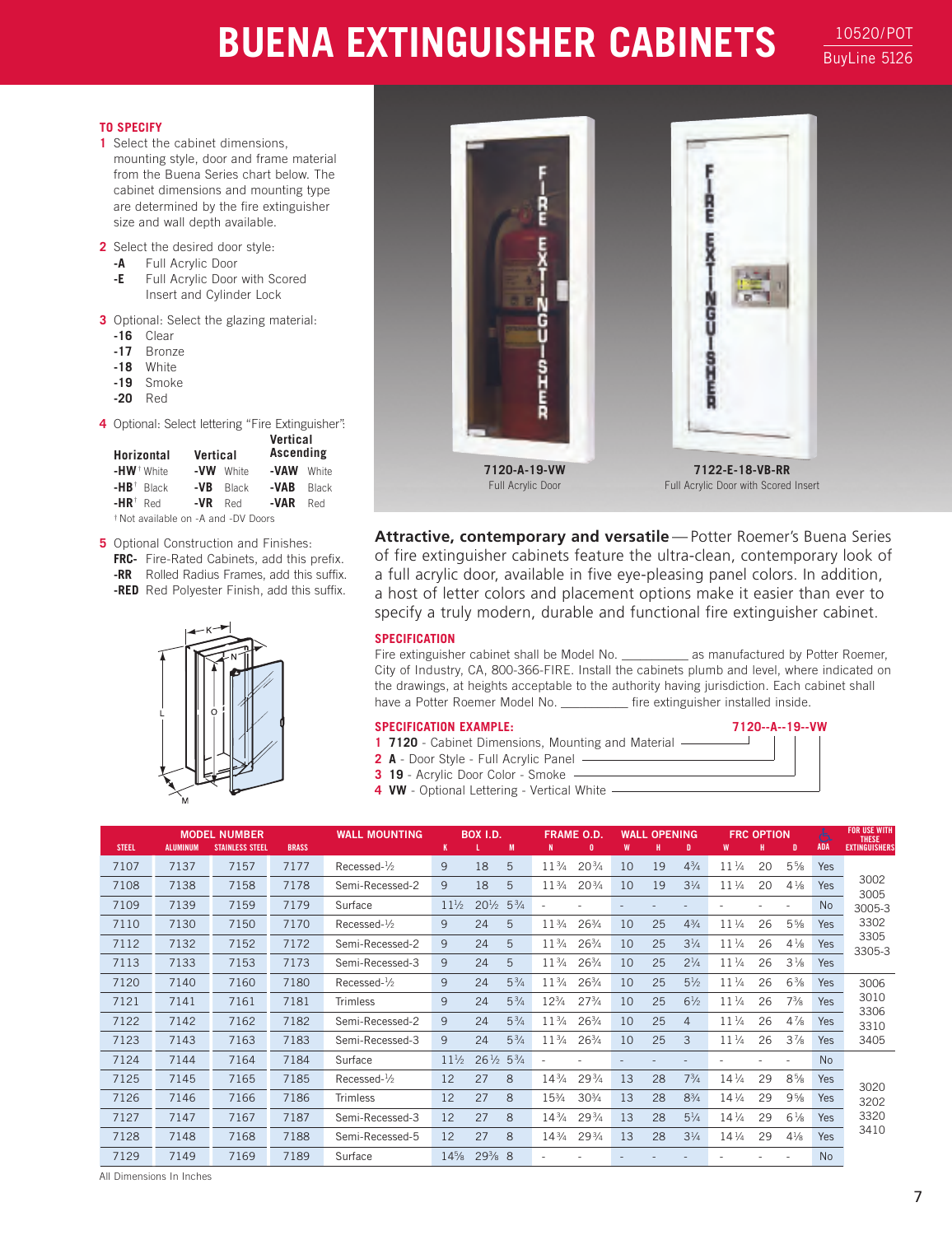# BUENA EXTINGUISHER CABINETS

10520/POT
BuyLine 5126

### TO SPECIFY

1 Select the cabinet dimensions, mounting style, door and frame material from the Buena Series chart below. The cabinet dimensions and mounting type are determined by the fire extinguisher size and wall depth available.

2 Select the desired door style:
- **-A** Full Acrylic Door
- **-E** Full Acrylic Door with Scored Insert and Cylinder Lock

3 Optional: Select the glazing material:
- **-16** Clear
- **-17** Bronze
- **-18** White
- **-19** Smoke
- **-20** Red

4 Optional: Select lettering "Fire Extinguisher":

| Horizontal | Vertical | Vertical Ascending |
|---|---|---|
| **-HW**† White | **-VW** White | **-VAW** White |
| **-HB**† Black | **-VB** Black | **-VAB** Black |
| **-HR**† Red | **-VR** Red | **-VAR** Red |

† Not available on -A and -DV Doors

5 Optional Construction and Finishes:
- **FRC-** Fire-Rated Cabinets, add this prefix.
- **-RR** Rolled Radius Frames, add this suffix.
- **-RED** Red Polyester Finish, add this suffix.

**7120-A-19-VW**
Full Acrylic Door

**7122-E-18-VB-RR**
Full Acrylic Door with Scored Insert

**Attractive, contemporary and versatile** — Potter Roemer's Buena Series of fire extinguisher cabinets feature the ultra-clean, contemporary look of a full acrylic door, available in five eye-pleasing panel colors. In addition, a host of letter colors and placement options make it easier than ever to specify a truly modern, durable and functional fire extinguisher cabinet.

### SPECIFICATION

Fire extinguisher cabinet shall be Model No. __________ as manufactured by Potter Roemer, City of Industry, CA, 800-366-FIRE. Install the cabinets plumb and level, where indicated on the drawings, at heights acceptable to the authority having jurisdiction. Each cabinet shall have a Potter Roemer Model No. __________ fire extinguisher installed inside.

### SPECIFICATION EXAMPLE: 7120--A--19--VW

1 **7120** - Cabinet Dimensions, Mounting and Material
2 **A** - Door Style - Full Acrylic Panel
3 **19** - Acrylic Door Color - Smoke
4 **VW** - Optional Lettering - Vertical White

| MODEL NUMBER | | | | WALL MOUNTING | BOX I.D. | | | FRAME O.D. | | WALL OPENING | | | FRC OPTION | | | ADA | FOR USE WITH THESE EXTINGUISHERS |
|---|---|---|---|---|---|---|---|---|---|---|---|---|---|---|---|---|---|
| STEEL | ALUMINUM | STAINLESS STEEL | BRASS | | K | L | M | N | O | W | H | D | W | H | D | | |
| 7107 | 7137 | 7157 | 7177 | Recessed-½ | 9 | 18 | 5 | 11¾ | 20¾ | 10 | 19 | 4¾ | 11¼ | 20 | 5⅝ | Yes | 3002, 3005, 3005-3, 3302, 3305, 3305-3 |
| 7108 | 7138 | 7158 | 7178 | Semi-Recessed-2 | 9 | 18 | 5 | 11¾ | 20¾ | 10 | 19 | 3¼ | 11¼ | 20 | 4⅛ | Yes | |
| 7109 | 7139 | 7159 | 7179 | Surface | 11½ | 20½ | 5¾ | - | - | - | - | - | - | - | - | No | |
| 7110 | 7130 | 7150 | 7170 | Recessed-½ | 9 | 24 | 5 | 11¾ | 26¾ | 10 | 25 | 4¾ | 11¼ | 26 | 5⅝ | Yes | |
| 7112 | 7132 | 7152 | 7172 | Semi-Recessed-2 | 9 | 24 | 5 | 11¾ | 26¾ | 10 | 25 | 3¼ | 11¼ | 26 | 4⅛ | Yes | |
| 7113 | 7133 | 7153 | 7173 | Semi-Recessed-3 | 9 | 24 | 5 | 11¾ | 26¾ | 10 | 25 | 2¼ | 11¼ | 26 | 3⅛ | Yes | |
| 7120 | 7140 | 7160 | 7180 | Recessed-½ | 9 | 24 | 5¾ | 11¾ | 26¾ | 10 | 25 | 5½ | 11¼ | 26 | 6⅜ | Yes | 3006, 3010, 3306, 3310, 3405 |
| 7121 | 7141 | 7161 | 7181 | Trimless | 9 | 24 | 5¾ | 12¾ | 27¾ | 10 | 25 | 6½ | 11¼ | 26 | 7⅜ | Yes | |
| 7122 | 7142 | 7162 | 7182 | Semi-Recessed-2 | 9 | 24 | 5¾ | 11¾ | 26¾ | 10 | 25 | 4 | 11¼ | 26 | 4⅞ | Yes | |
| 7123 | 7143 | 7163 | 7183 | Semi-Recessed-3 | 9 | 24 | 5¾ | 11¾ | 26¾ | 10 | 25 | 3 | 11¼ | 26 | 3⅞ | Yes | |
| 7124 | 7144 | 7164 | 7184 | Surface | 11½ | 26½ | 5¾ | - | - | - | - | - | - | - | - | No | |
| 7125 | 7145 | 7165 | 7185 | Recessed-½ | 12 | 27 | 8 | 14¾ | 29¾ | 13 | 28 | 7¾ | 14¼ | 29 | 8⅝ | Yes | 3020, 3202, 3320, 3410 |
| 7126 | 7146 | 7166 | 7186 | Trimless | 12 | 27 | 8 | 15¾ | 30¾ | 13 | 28 | 8¾ | 14¼ | 29 | 9⅝ | Yes | |
| 7127 | 7147 | 7167 | 7187 | Semi-Recessed-3 | 12 | 27 | 8 | 14¾ | 29¾ | 13 | 28 | 5¼ | 14¼ | 29 | 6⅛ | Yes | |
| 7128 | 7148 | 7168 | 7188 | Semi-Recessed-5 | 12 | 27 | 8 | 14¾ | 29¾ | 13 | 28 | 3¼ | 14¼ | 29 | 4⅛ | Yes | |
| 7129 | 7149 | 7169 | 7189 | Surface | 14⅝ | 29⅜ | 8 | - | - | - | - | - | - | - | - | No | |

All Dimensions In Inches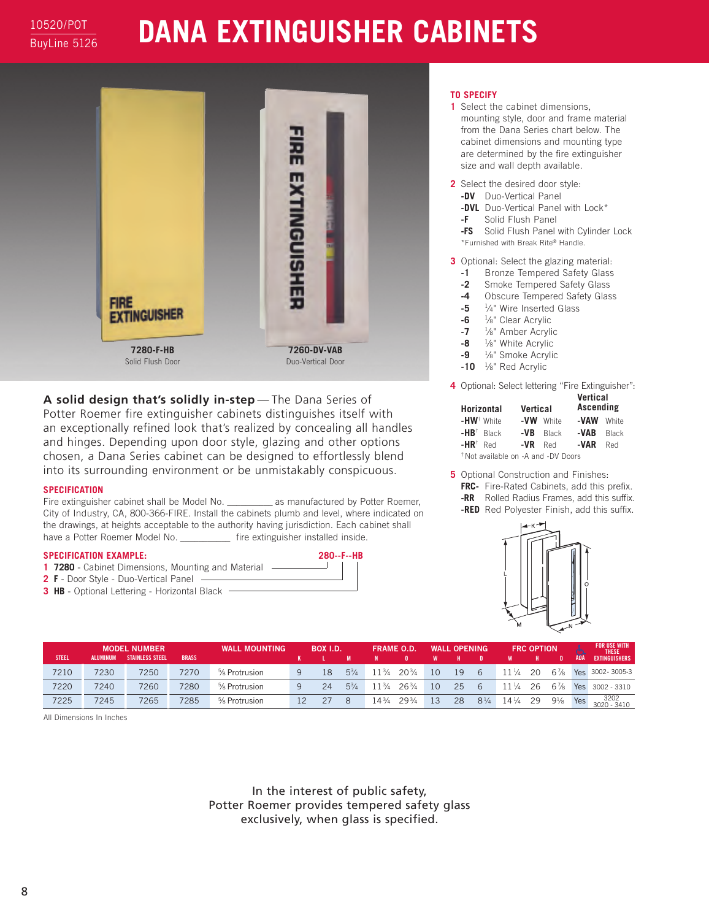10520/POT

BuyLine 5126

# DANA EXTINGUISHER CABINETS

**7280-F-HB**
Solid Flush Door

**7260-DV-VAB**
Duo-Vertical Door

**A solid design that's solidly in-step** — The Dana Series of Potter Roemer fire extinguisher cabinets distinguishes itself with an exceptionally refined look that's realized by concealing all handles and hinges. Depending upon door style, glazing and other options chosen, a Dana Series cabinet can be designed to effortlessly blend into its surrounding environment or be unmistakably conspicuous.

## SPECIFICATION

Fire extinguisher cabinet shall be Model No. _________ as manufactured by Potter Roemer, City of Industry, CA, 800-366-FIRE. Install the cabinets plumb and level, where indicated on the drawings, at heights acceptable to the authority having jurisdiction. Each cabinet shall have a Potter Roemer Model No. __________ fire extinguisher installed inside.

## SPECIFICATION EXAMPLE:

**280--F--HB**

1. **7280** - Cabinet Dimensions, Mounting and Material
2. **F** - Door Style - Duo-Vertical Panel
3. **HB** - Optional Lettering - Horizontal Black

## TO SPECIFY

1. Select the cabinet dimensions, mounting style, door and frame material from the Dana Series chart below. The cabinet dimensions and mounting type are determined by the fire extinguisher size and wall depth available.

2. Select the desired door style:
   - **-DV** Duo-Vertical Panel
   - **-DVL** Duo-Vertical Panel with Lock*
   - **-F** Solid Flush Panel
   - **-FS** Solid Flush Panel with Cylinder Lock

   *Furnished with Break Rite® Handle.

3. Optional: Select the glazing material:
   - **-1** Bronze Tempered Safety Glass
   - **-2** Smoke Tempered Safety Glass
   - **-4** Obscure Tempered Safety Glass
   - **-5** ¼" Wire Inserted Glass
   - **-6** ⅛" Clear Acrylic
   - **-7** ⅛" Amber Acrylic
   - **-8** ⅛" White Acrylic
   - **-9** ⅛" Smoke Acrylic
   - **-10** ⅛" Red Acrylic

4. Optional: Select lettering "Fire Extinguisher":

| Horizontal | Vertical | Vertical Ascending |
|---|---|---|
| **-HW**† White | **-VW** White | **-VAW** White |
| **-HB**† Black | **-VB** Black | **-VAB** Black |
| **-HR**† Red | **-VR** Red | **-VAR** Red |

†Not available on -A and -DV Doors

5. Optional Construction and Finishes:
   - **FRC-** Fire-Rated Cabinets, add this prefix.
   - **-RR** Rolled Radius Frames, add this suffix.
   - **-RED** Red Polyester Finish, add this suffix.

| MODEL NUMBER | | | | WALL MOUNTING | BOX I.D. | | | FRAME O.D. | | WALL OPENING | | | FRC OPTION | | | | |
|---|---|---|---|---|---|---|---|---|---|---|---|---|---|---|---|---|---|
| STEEL | ALUMINUM | STAINLESS STEEL | BRASS | | K | L | M | N | O | W | H | D | W | H | D | ADA | FOR USE WITH THESE EXTINGUISHERS |
| 7210 | 7230 | 7250 | 7270 | ⅝ Protrusion | 9 | 18 | 5¾ | 11¾ | 20¾ | 10 | 19 | 6 | 11¼ | 20 | 6⅞ | Yes | 3002- 3005-3 |
| 7220 | 7240 | 7260 | 7280 | ⅝ Protrusion | 9 | 24 | 5¾ | 11¾ | 26¾ | 10 | 25 | 6 | 11¼ | 26 | 6⅞ | Yes | 3002 - 3310 |
| 7225 | 7245 | 7265 | 7285 | ⅝ Protrusion | 12 | 27 | 8 | 14¾ | 29¾ | 13 | 28 | 8¼ | 14¼ | 29 | 9⅛ | Yes | 3202 3020 - 3410 |

All Dimensions In Inches

In the interest of public safety,
Potter Roemer provides tempered safety glass
exclusively, when glass is specified.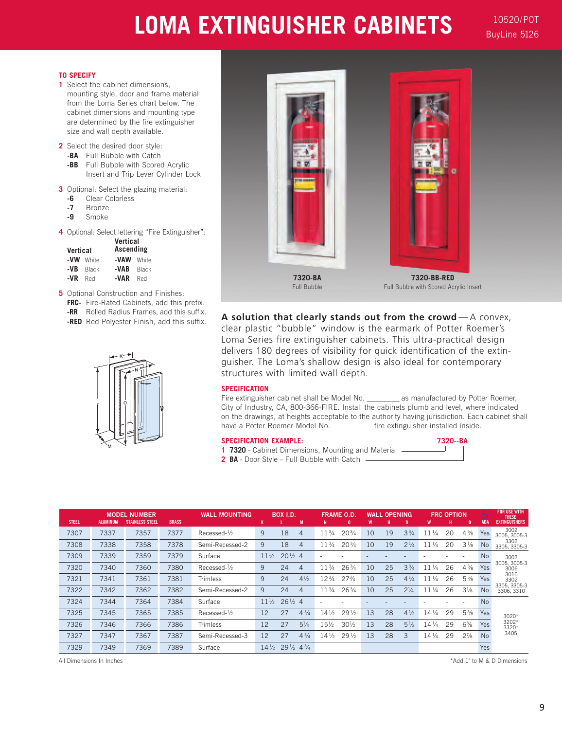# LOMA EXTINGUISHER CABINETS

10520/POT
BuyLine 5126

## TO SPECIFY

1 Select the cabinet dimensions, mounting style, door and frame material from the Loma Series chart below. The cabinet dimensions and mounting type are determined by the fire extinguisher size and wall depth available.

2 Select the desired door style:
- **-BA** Full Bubble with Catch
- **-BB** Full Bubble with Scored Acrylic Insert and Trip Lever Cylinder Lock

3 Optional: Select the glazing material:
- **-6** Clear Colorless
- **-7** Bronze
- **-9** Smoke

4 Optional: Select lettering "Fire Extinguisher":

| Vertical | | Vertical Ascending | |
|---|---|---|---|
| **-VW** | White | **-VAW** | White |
| **-VB** | Black | **-VAB** | Black |
| **-VR** | Red | **-VAR** | Red |

5 Optional Construction and Finishes:
- **FRC-** Fire-Rated Cabinets, add this prefix.
- **-RR** Rolled Radius Frames, add this suffix.
- **-RED** Red Polyester Finish, add this suffix.

**7320-BA**
Full Bubble

**7320-BB-RED**
Full Bubble with Scored Acrylic Insert

**A solution that clearly stands out from the crowd** — A convex, clear plastic "bubble" window is the earmark of Potter Roemer's Loma Series fire extinguisher cabinets. This ultra-practical design delivers 180 degrees of visibility for quick identification of the extinguisher. The Loma's shallow design is also ideal for contemporary structures with limited wall depth.

## SPECIFICATION

Fire extinguisher cabinet shall be Model No. ________ as manufactured by Potter Roemer, City of Industry, CA, 800-366-FIRE. Install the cabinets plumb and level, where indicated on the drawings, at heights acceptable to the authority having jurisdiction. Each cabinet shall have a Potter Roemer Model No. __________ fire extinguisher installed inside.

## SPECIFICATION EXAMPLE: 7320--BA

1 **7320** - Cabinet Dimensions, Mounting and Material
2 **BA** - Door Style - Full Bubble with Catch

| MODEL NUMBER | | | | WALL MOUNTING | BOX I.D. | | | FRAME O.D. | | WALL OPENING | | | FRC OPTION | | | ADA | FOR USE WITH THESE EXTINGUISHERS |
|---|---|---|---|---|---|---|---|---|---|---|---|---|---|---|---|---|---|
| STEEL | ALUMINUM | STAINLESS STEEL | BRASS | | K | L | M | N | O | W | H | D | W | H | D | ADA | |
| 7307 | 7337 | 7357 | 7377 | Recessed-½ | 9 | 18 | 4 | 11¾ | 20¾ | 10 | 19 | 3¾ | 11¼ | 20 | 4⅝ | Yes | 3002, 3005, 3005-3 |
| 7308 | 7338 | 7358 | 7378 | Semi-Recessed-2 | 9 | 18 | 4 | 11¾ | 20¾ | 10 | 19 | 2¼ | 11¼ | 20 | 3⅛ | No | 3302, 3305, 3305-3 |
| 7309 | 7339 | 7359 | 7379 | Surface | 11½ | 20½ | 4 | - | - | - | - | - | - | - | - | No | |
| 7320 | 7340 | 7360 | 7380 | Recessed-½ | 9 | 24 | 4 | 11¾ | 26¾ | 10 | 25 | 3¾ | 11¼ | 26 | 4⅝ | Yes | 3002, 3005, 3005-3, 3006, 3010, 3302, 3305, 3305-3, 3306, 3310 |
| 7321 | 7341 | 7361 | 7381 | Trimless | 9 | 24 | 4½ | 12¾ | 27¾ | 10 | 25 | 4¼ | 11¼ | 26 | 5⅝ | Yes | |
| 7322 | 7342 | 7362 | 7382 | Semi-Recessed-2 | 9 | 24 | 4 | 11¾ | 26¾ | 10 | 25 | 2¼ | 11¼ | 26 | 3⅛ | No | |
| 7324 | 7344 | 7364 | 7384 | Surface | 11½ | 26½ | 4 | - | - | - | - | - | - | - | - | No | |
| 7325 | 7345 | 7365 | 7385 | Recessed-½ | 12 | 27 | 4¾ | 14½ | 29½ | 13 | 28 | 4½ | 14¼ | 29 | 5⅜ | Yes | 3020*, 3202*, 3320*, 3405 |
| 7326 | 7346 | 7366 | 7386 | Trimless | 12 | 27 | 5¼ | 15½ | 30½ | 13 | 28 | 5½ | 14¼ | 29 | 6⅜ | Yes | |
| 7327 | 7347 | 7367 | 7387 | Semi-Recessed-3 | 12 | 27 | 4¾ | 14½ | 29½ | 13 | 28 | 3 | 14¼ | 29 | 2⅞ | No | |
| 7329 | 7349 | 7369 | 7389 | Surface | 14½ | 29½ | 4¾ | - | - | - | - | - | - | - | - | Yes | |

All Dimensions In Inches

*Add 1" to M & D Dimensions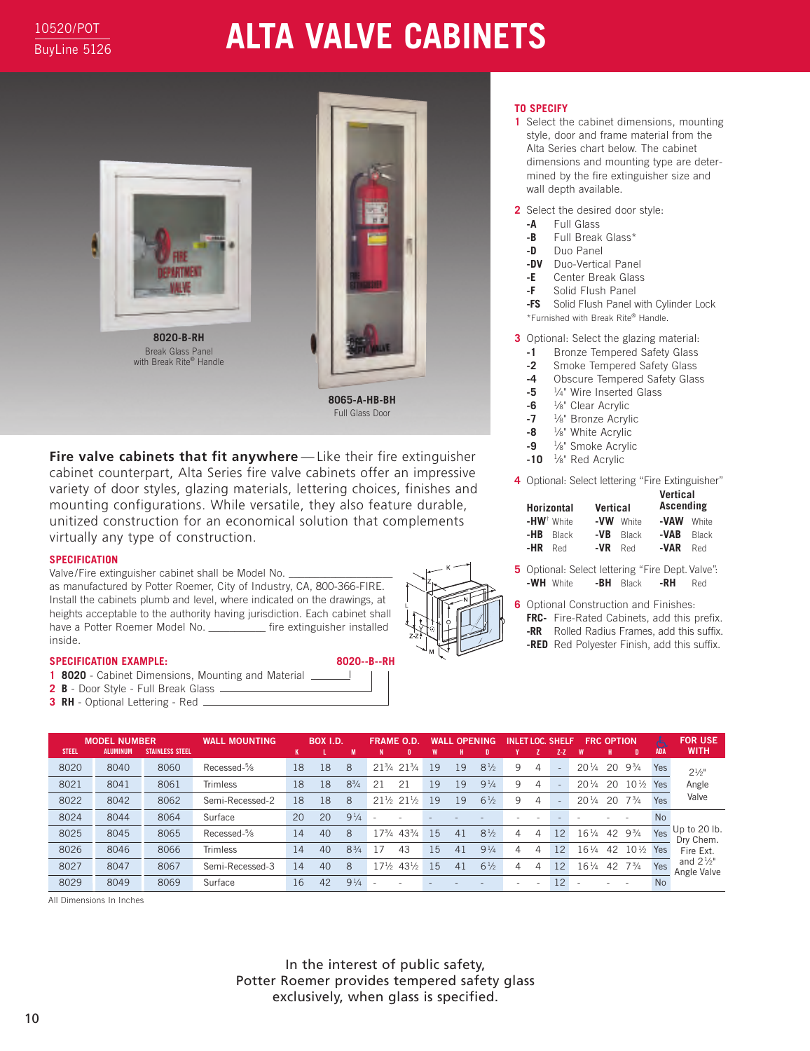10520/POT

BuyLine 5126

# ALTA VALVE CABINETS

**8020-B-RH**
Break Glass Panel
with Break Rite® Handle

**8065-A-HB-BH**
Full Glass Door

**Fire valve cabinets that fit anywhere** — Like their fire extinguisher cabinet counterpart, Alta Series fire valve cabinets offer an impressive variety of door styles, glazing materials, lettering choices, finishes and mounting configurations. While versatile, they also feature durable, unitized construction for an economical solution that complements virtually any type of construction.

### SPECIFICATION

Valve/Fire extinguisher cabinet shall be Model No. ______________ as manufactured by Potter Roemer, City of Industry, CA, 800-366-FIRE. Install the cabinets plumb and level, where indicated on the drawings, at heights acceptable to the authority having jurisdiction. Each cabinet shall have a Potter Roemer Model No. __________ fire extinguisher installed inside.

### SPECIFICATION EXAMPLE: 8020--B--RH

1. **8020** - Cabinet Dimensions, Mounting and Material
2. **B** - Door Style - Full Break Glass
3. **RH** - Optional Lettering - Red

### TO SPECIFY

1. Select the cabinet dimensions, mounting style, door and frame material from the Alta Series chart below. The cabinet dimensions and mounting type are determined by the fire extinguisher size and wall depth available.
2. Select the desired door style:
   - **-A** Full Glass
   - **-B** Full Break Glass*
   - **-D** Duo Panel
   - **-DV** Duo-Vertical Panel
   - **-E** Center Break Glass
   - **-F** Solid Flush Panel
   - **-FS** Solid Flush Panel with Cylinder Lock

   *Furnished with Break Rite® Handle.
3. Optional: Select the glazing material:
   - **-1** Bronze Tempered Safety Glass
   - **-2** Smoke Tempered Safety Glass
   - **-4** Obscure Tempered Safety Glass
   - **-5** ¼" Wire Inserted Glass
   - **-6** ⅛" Clear Acrylic
   - **-7** ⅛" Bronze Acrylic
   - **-8** ⅛" White Acrylic
   - **-9** ⅛" Smoke Acrylic
   - **-10** ⅛" Red Acrylic
4. Optional: Select lettering "Fire Extinguisher"

| Horizontal | Vertical | Vertical Ascending |
|---|---|---|
| **-HW**† White | **-VW** White | **-VAW** White |
| **-HB** Black | **-VB** Black | **-VAB** Black |
| **-HR** Red | **-VR** Red | **-VAR** Red |

5. Optional: Select lettering "Fire Dept. Valve": **-WH** White **-BH** Black **-RH** Red
6. Optional Construction and Finishes:
   - **FRC-** Fire-Rated Cabinets, add this prefix.
   - **-RR** Rolled Radius Frames, add this suffix.
   - **-RED** Red Polyester Finish, add this suffix.

| MODEL NUMBER | | | WALL MOUNTING | BOX I.D. | | | FRAME O.D. | | WALL OPENING | | | INLET LOC. | | SHELF | FRC OPTION | | | ADA | FOR USE WITH |
|---|---|---|---|---|---|---|---|---|---|---|---|---|---|---|---|---|---|---|---|
| STEEL | ALUMINUM | STAINLESS STEEL | | K | L | M | N | O | W | H | D | Y | Z | Z-Z | W | H | D | | |
| 8020 | 8040 | 8060 | Recessed-⅝ | 18 | 18 | 8 | 21¾ | 21¾ | 19 | 19 | 8½ | 9 | 4 | - | 20¼ | 20 | 9¾ | Yes | 2½" Angle Valve |
| 8021 | 8041 | 8061 | Trimless | 18 | 18 | 8¾ | 21 | 21 | 19 | 19 | 9¼ | 9 | 4 | - | 20¼ | 20 | 10½ | Yes | |
| 8022 | 8042 | 8062 | Semi-Recessed-2 | 18 | 18 | 8 | 21½ | 21½ | 19 | 19 | 6½ | 9 | 4 | - | 20¼ | 20 | 7¾ | Yes | |
| 8024 | 8044 | 8064 | Surface | 20 | 20 | 9¼ | - | - | - | - | - | - | - | - | - | - | - | No | |
| 8025 | 8045 | 8065 | Recessed-⅝ | 14 | 40 | 8 | 17¾ | 43¾ | 15 | 41 | 8½ | 4 | 4 | 12 | 16¼ | 42 | 9¾ | Yes | Up to 20 lb. Dry Chem. Fire Ext. and 2½" Angle Valve |
| 8026 | 8046 | 8066 | Trimless | 14 | 40 | 8¾ | 17 | 43 | 15 | 41 | 9¼ | 4 | 4 | 12 | 16¼ | 42 | 10½ | Yes | |
| 8027 | 8047 | 8067 | Semi-Recessed-3 | 14 | 40 | 8 | 17½ | 43½ | 15 | 41 | 6½ | 4 | 4 | 12 | 16¼ | 42 | 7¾ | Yes | |
| 8029 | 8049 | 8069 | Surface | 16 | 42 | 9¼ | - | - | - | - | - | - | - | 12 | - | - | - | No | |

All Dimensions In Inches

In the interest of public safety,
Potter Roemer provides tempered safety glass
exclusively, when glass is specified.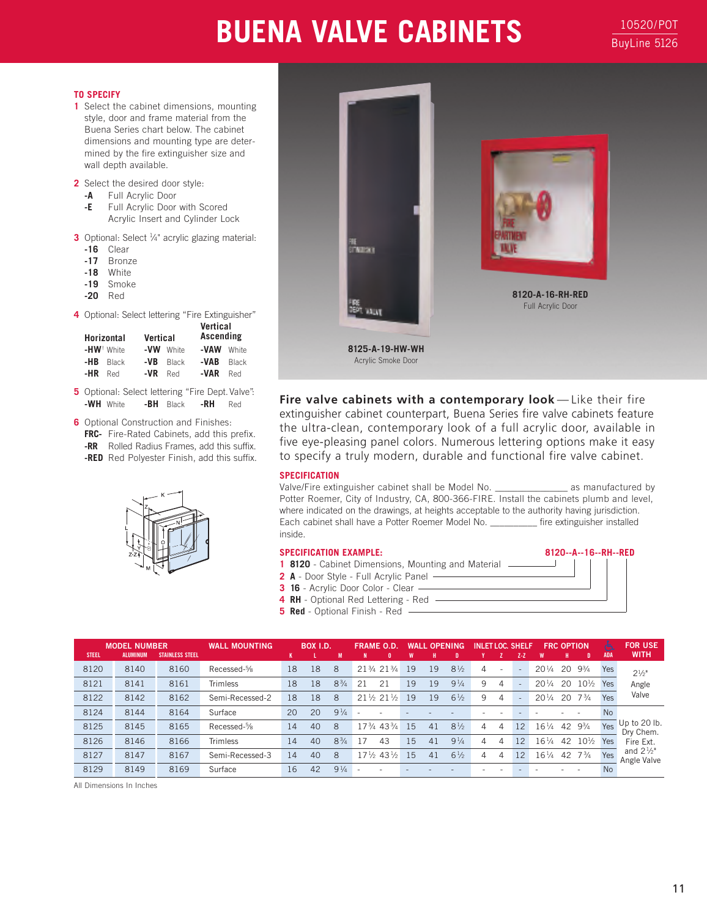# BUENA VALVE CABINETS

10520/POT
BuyLine 5126

## TO SPECIFY

1 Select the cabinet dimensions, mounting style, door and frame material from the Buena Series chart below. The cabinet dimensions and mounting type are determined by the fire extinguisher size and wall depth available.

2 Select the desired door style:
- **-A** Full Acrylic Door
- **-E** Full Acrylic Door with Scored Acrylic Insert and Cylinder Lock

3 Optional: Select ¼" acrylic glazing material:
- **-16** Clear
- **-17** Bronze
- **-18** White
- **-19** Smoke
- **-20** Red

4 Optional: Select lettering "Fire Extinguisher"

| Horizontal | | Vertical | | Vertical Ascending | |
|---|---|---|---|---|---|
| **-HW**[†] | White | **-VW** | White | **-VAW** | White |
| **-HB** | Black | **-VB** | Black | **-VAB** | Black |
| **-HR** | Red | **-VR** | Red | **-VAR** | Red |

5 Optional: Select lettering "Fire Dept. Valve":
**-WH** White **-BH** Black **-RH** Red

6 Optional Construction and Finishes:
- **FRC-** Fire-Rated Cabinets, add this prefix.
- **-RR** Rolled Radius Frames, add this suffix.
- **-RED** Red Polyester Finish, add this suffix.

**8125-A-19-HW-WH**
Acrylic Smoke Door

**8120-A-16-RH-RED**
Full Acrylic Door

**Fire valve cabinets with a contemporary look** — Like their fire extinguisher cabinet counterpart, Buena Series fire valve cabinets feature the ultra-clean, contemporary look of a full acrylic door, available in five eye-pleasing panel colors. Numerous lettering options make it easy to specify a truly modern, durable and functional fire valve cabinet.

## SPECIFICATION

Valve/Fire extinguisher cabinet shall be Model No. _____________ as manufactured by Potter Roemer, City of Industry, CA, 800-366-FIRE. Install the cabinets plumb and level, where indicated on the drawings, at heights acceptable to the authority having jurisdiction. Each cabinet shall have a Potter Roemer Model No. __________ fire extinguisher installed inside.

## SPECIFICATION EXAMPLE: 8120--A--16--RH--RED

1 **8120** - Cabinet Dimensions, Mounting and Material
2 **A** - Door Style - Full Acrylic Panel
3 **16** - Acrylic Door Color - Clear
4 **RH** - Optional Red Lettering - Red
5 **Red** - Optional Finish - Red

| MODEL NUMBER STEEL | ALUMINUM | STAINLESS STEEL | WALL MOUNTING | BOX I.D. K | L | M | FRAME O.D. N | O | WALL OPENING W | H | D | INLET LOC. Y | Z | SHELF Z-Z | FRC OPTION W | H | D | ADA | FOR USE WITH |
|---|---|---|---|---|---|---|---|---|---|---|---|---|---|---|---|---|---|---|---|
| 8120 | 8140 | 8160 | Recessed-⅝ | 18 | 18 | 8 | 21¾ | 21¾ | 19 | 19 | 8½ | 4 | - | - | 20¼ | 20 | 9¾ | Yes | 2½" Angle Valve |
| 8121 | 8141 | 8161 | Trimless | 18 | 18 | 8¾ | 21 | 21 | 19 | 19 | 9¼ | 9 | 4 | - | 20¼ | 20 | 10½ | Yes | |
| 8122 | 8142 | 8162 | Semi-Recessed-2 | 18 | 18 | 8 | 21½ | 21½ | 19 | 19 | 6½ | 9 | 4 | - | 20¼ | 20 | 7¾ | Yes | |
| 8124 | 8144 | 8164 | Surface | 20 | 20 | 9¼ | - | - | - | - | - | - | - | - | - | - | - | No | |
| 8125 | 8145 | 8165 | Recessed-⅝ | 14 | 40 | 8 | 17¾ | 43¾ | 15 | 41 | 8½ | 4 | 4 | 12 | 16¼ | 42 | 9¾ | Yes | Up to 20 lb. Dry Chem. Fire Ext. and 2½" Angle Valve |
| 8126 | 8146 | 8166 | Trimless | 14 | 40 | 8¾ | 17 | 43 | 15 | 41 | 9¼ | 4 | 4 | 12 | 16¼ | 42 | 10½ | Yes | |
| 8127 | 8147 | 8167 | Semi-Recessed-3 | 14 | 40 | 8 | 17½ | 43½ | 15 | 41 | 6½ | 4 | 4 | 12 | 16¼ | 42 | 7¾ | Yes | |
| 8129 | 8149 | 8169 | Surface | 16 | 42 | 9¼ | - | - | - | - | - | - | - | - | - | - | - | No | |

All Dimensions In Inches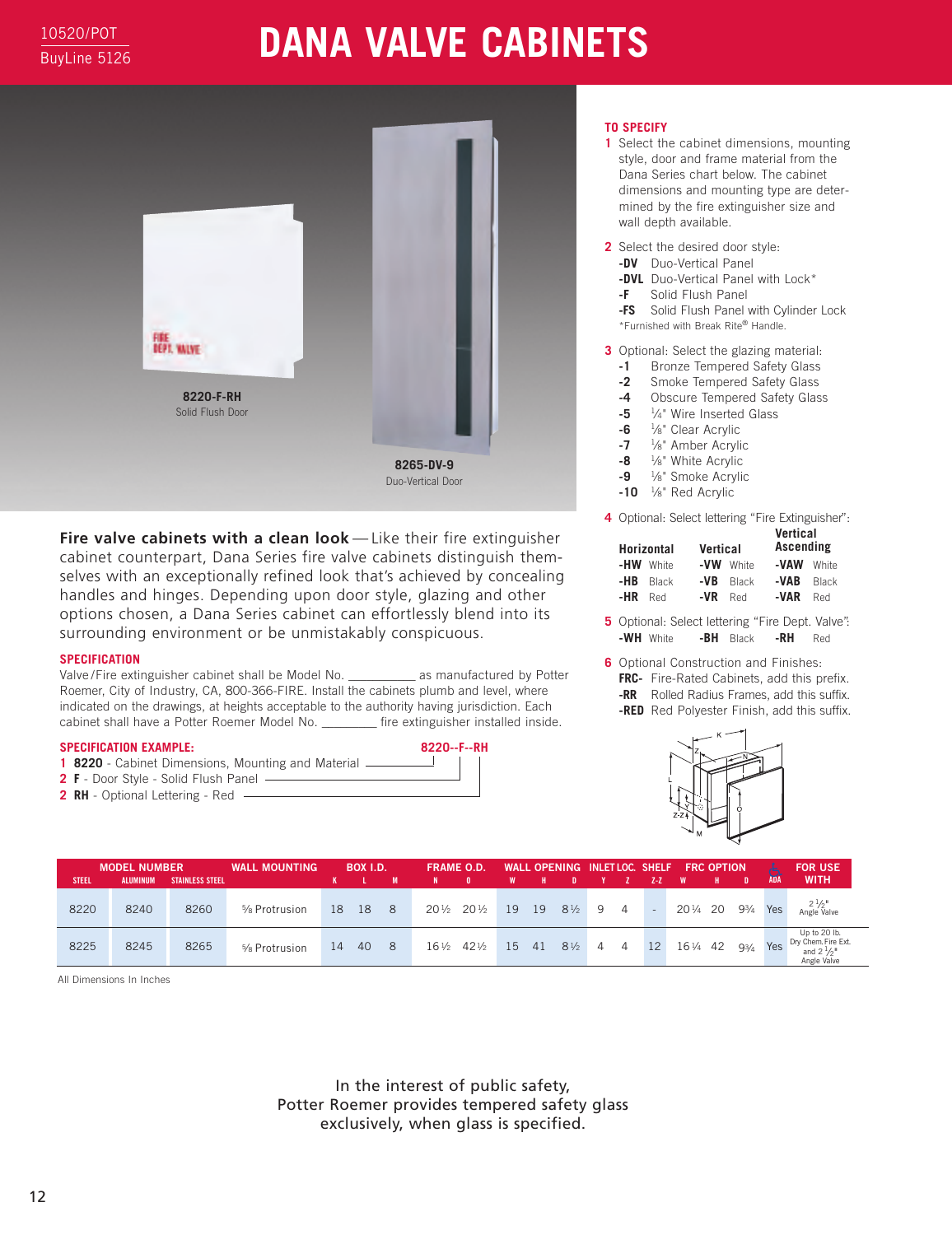10520/POT
BuyLine 5126

# DANA VALVE CABINETS

**8220-F-RH**
Solid Flush Door

**8265-DV-9**
Duo-Vertical Door

**Fire valve cabinets with a clean look** — Like their fire extinguisher cabinet counterpart, Dana Series fire valve cabinets distinguish themselves with an exceptionally refined look that's achieved by concealing handles and hinges. Depending upon door style, glazing and other options chosen, a Dana Series cabinet can effortlessly blend into its surrounding environment or be unmistakably conspicuous.

### SPECIFICATION

Valve/Fire extinguisher cabinet shall be Model No. __________ as manufactured by Potter Roemer, City of Industry, CA, 800-366-FIRE. Install the cabinets plumb and level, where indicated on the drawings, at heights acceptable to the authority having jurisdiction. Each cabinet shall have a Potter Roemer Model No. _________ fire extinguisher installed inside.

### SPECIFICATION EXAMPLE: 8220--F--RH

1 **8220** - Cabinet Dimensions, Mounting and Material
2 **F** - Door Style - Solid Flush Panel
2 **RH** - Optional Lettering - Red

### TO SPECIFY

1 Select the cabinet dimensions, mounting style, door and frame material from the Dana Series chart below. The cabinet dimensions and mounting type are determined by the fire extinguisher size and wall depth available.

2 Select the desired door style:
- **-DV** Duo-Vertical Panel
- **-DVL** Duo-Vertical Panel with Lock*
- **-F** Solid Flush Panel
- **-FS** Solid Flush Panel with Cylinder Lock

*Furnished with Break Rite® Handle.

3 Optional: Select the glazing material:
- **-1** Bronze Tempered Safety Glass
- **-2** Smoke Tempered Safety Glass
- **-4** Obscure Tempered Safety Glass
- **-5** ¼" Wire Inserted Glass
- **-6** ⅛" Clear Acrylic
- **-7** ⅛" Amber Acrylic
- **-8** ⅛" White Acrylic
- **-9** ⅛" Smoke Acrylic
- **-10** ⅛" Red Acrylic

4 Optional: Select lettering "Fire Extinguisher":

| Horizontal | | Vertical | | Vertical Ascending | |
|---|---|---|---|---|---|
| **-HW** | White | **-VW** | White | **-VAW** | White |
| **-HB** | Black | **-VB** | Black | **-VAB** | Black |
| **-HR** | Red | **-VR** | Red | **-VAR** | Red |

5 Optional: Select lettering "Fire Dept. Valve":
**-WH** White **-BH** Black **-RH** Red

6 Optional Construction and Finishes:
- **FRC-** Fire-Rated Cabinets, add this prefix.
- **-RR** Rolled Radius Frames, add this suffix.
- **-RED** Red Polyester Finish, add this suffix.

| MODEL NUMBER | | | WALL MOUNTING | BOX I.D. | | | FRAME O.D. | | WALL OPENING | | | INLET LOC. | | SHELF | FRC OPTION | | | ADA | FOR USE WITH |
|---|---|---|---|---|---|---|---|---|---|---|---|---|---|---|---|---|---|---|---|
| STEEL | ALUMINUM | STAINLESS STEEL | | K | L | M | N | O | W | H | D | Y | Z | Z-Z | W | H | D | | |
| 8220 | 8240 | 8260 | ⅝ Protrusion | 18 | 18 | 8 | 20½ | 20½ | 19 | 19 | 8½ | 9 | 4 | - | 20¼ | 20 | 9¾ | Yes | 2½" Angle Valve |
| 8225 | 8245 | 8265 | ⅝ Protrusion | 14 | 40 | 8 | 16½ | 42½ | 15 | 41 | 8½ | 4 | 4 | 12 | 16¼ | 42 | 9¾ | Yes | Up to 20 lb. Dry Chem. Fire Ext. and 2½" Angle Valve |

All Dimensions In Inches

In the interest of public safety,
Potter Roemer provides tempered safety glass
exclusively, when glass is specified.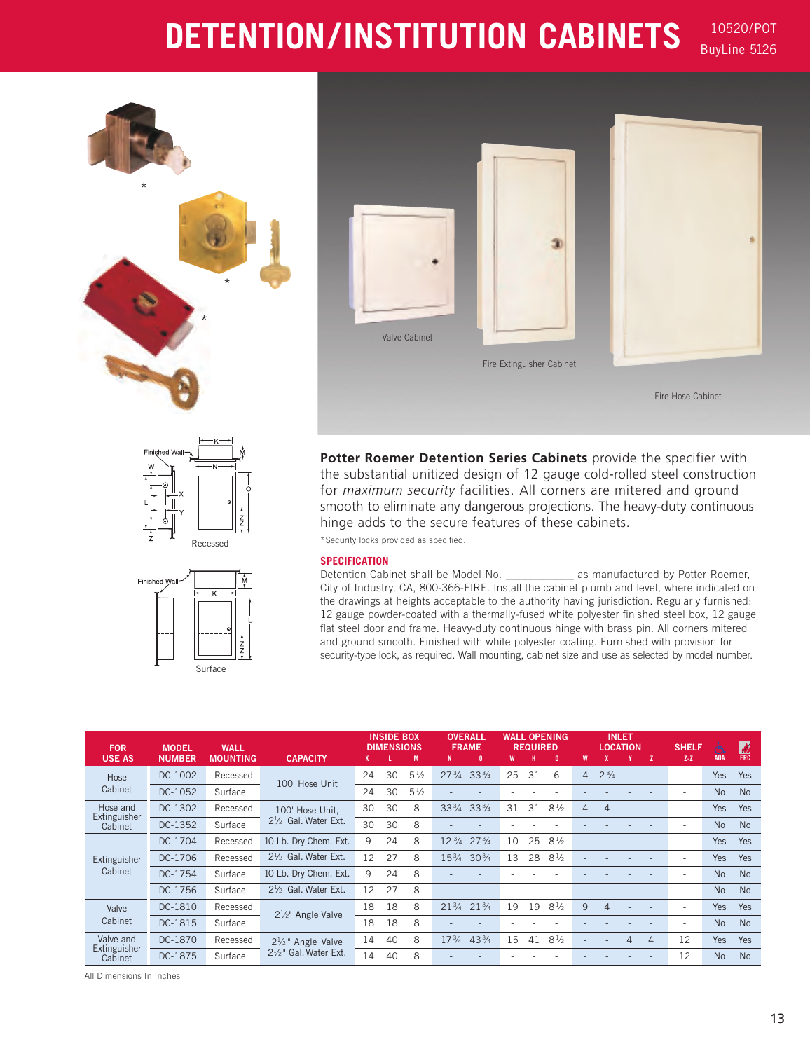# DETENTION/INSTITUTION CABINETS

10520/POT
BuyLine 5126

Valve Cabinet

Fire Extinguisher Cabinet

Fire Hose Cabinet

Recessed

Surface

**Potter Roemer Detention Series Cabinets** provide the specifier with the substantial unitized design of 12 gauge cold-rolled steel construction for *maximum security* facilities. All corners are mitered and ground smooth to eliminate any dangerous projections. The heavy-duty continuous hinge adds to the secure features of these cabinets.

*Security locks provided as specified.

### SPECIFICATION

Detention Cabinet shall be Model No. ___________ as manufactured by Potter Roemer, City of Industry, CA, 800-366-FIRE. Install the cabinet plumb and level, where indicated on the drawings at heights acceptable to the authority having jurisdiction. Regularly furnished: 12 gauge powder-coated with a thermally-fused white polyester finished steel box, 12 gauge flat steel door and frame. Heavy-duty continuous hinge with brass pin. All corners mitered and ground smooth. Finished with white polyester coating. Furnished with provision for security-type lock, as required. Wall mounting, cabinet size and use as selected by model number.

| FOR USE AS | MODEL NUMBER | WALL MOUNTING | CAPACITY | INSIDE BOX DIMENSIONS | | | OVERALL FRAME | | WALL OPENING REQUIRED | | | INLET LOCATION | | | | SHELF | ADA | FRC |
|---|---|---|---|---|---|---|---|---|---|---|---|---|---|---|---|---|---|---|
| | | | | K | L | M | N | O | W | H | D | W | X | Y | Z | Z-Z | | |
| Hose Cabinet | DC-1002 | Recessed | 100' Hose Unit | 24 | 30 | 5½ | 27¾ | 33¾ | 25 | 31 | 6 | 4 | 2¾ | - | - | - | Yes | Yes |
| | DC-1052 | Surface | | 24 | 30 | 5½ | - | - | - | - | - | - | - | - | - | - | No | No |
| Hose and Extinguisher Cabinet | DC-1302 | Recessed | 100' Hose Unit, 2½ Gal. Water Ext. | 30 | 30 | 8 | 33¾ | 33¾ | 31 | 31 | 8½ | 4 | 4 | - | - | - | Yes | Yes |
| | DC-1352 | Surface | | 30 | 30 | 8 | - | - | - | - | - | - | - | - | - | - | No | No |
| Extinguisher Cabinet | DC-1704 | Recessed | 10 Lb. Dry Chem. Ext. | 9 | 24 | 8 | 12¾ | 27¾ | 10 | 25 | 8½ | - | - | - | | - | Yes | Yes |
| | DC-1706 | Recessed | 2½ Gal. Water Ext. | 12 | 27 | 8 | 15¾ | 30¾ | 13 | 28 | 8½ | - | - | - | - | - | Yes | Yes |
| | DC-1754 | Surface | 10 Lb. Dry Chem. Ext. | 9 | 24 | 8 | - | - | - | - | - | - | - | - | - | - | No | No |
| | DC-1756 | Surface | 2½ Gal. Water Ext. | 12 | 27 | 8 | - | - | - | - | - | - | - | - | - | - | No | No |
| Valve Cabinet | DC-1810 | Recessed | 2½" Angle Valve | 18 | 18 | 8 | 21¾ | 21¾ | 19 | 19 | 8½ | 9 | 4 | - | - | - | Yes | Yes |
| | DC-1815 | Surface | | 18 | 18 | 8 | - | - | - | - | - | - | - | - | - | - | No | No |
| Valve and Extinguisher Cabinet | DC-1870 | Recessed | 2½" Angle Valve 2½" Gal. Water Ext. | 14 | 40 | 8 | 17¾ | 43¾ | 15 | 41 | 8½ | - | - | 4 | 4 | 12 | Yes | Yes |
| | DC-1875 | Surface | | 14 | 40 | 8 | - | - | - | - | - | - | - | - | - | 12 | No | No |

All Dimensions In Inches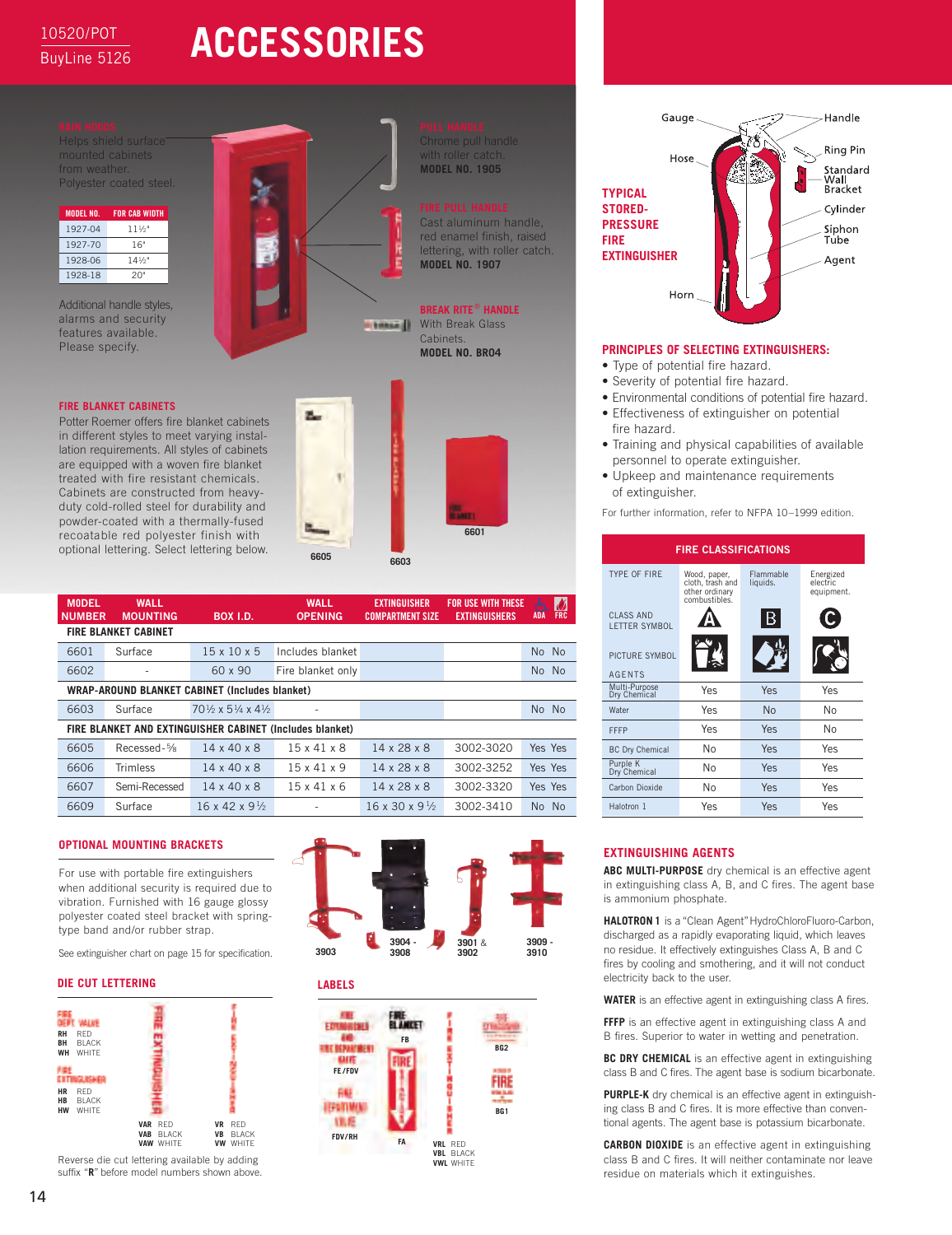10520/POT
BuyLine 5126

# ACCESSORIES

## RAIN HOODS

Helps shield surface mounted cabinets from weather. Polyester coated steel.

| MODEL NO. | FOR CAB WIDTH |
|---|---|
| 1927-04 | 11½" |
| 1927-70 | 16" |
| 1928-06 | 14½" |
| 1928-18 | 20" |

Additional handle styles, alarms and security features available. Please specify.

## PULL HANDLE

Chrome pull handle with roller catch.
**MODEL NO. 1905**

## FIRE PULL HANDLE

Cast aluminum handle, red enamel finish, raised lettering, with roller catch.
**MODEL NO. 1907**

## BREAK RITE® HANDLE

With Break Glass Cabinets.
**MODEL NO. BR04**

## FIRE BLANKET CABINETS

Potter Roemer offers fire blanket cabinets in different styles to meet varying installation requirements. All styles of cabinets are equipped with a woven fire blanket treated with fire resistant chemicals. Cabinets are constructed from heavy-duty cold-rolled steel for durability and powder-coated with a thermally-fused recoatable red polyester finish with optional lettering. Select lettering below.

6605 · 6603 · 6601

| MODEL NUMBER | WALL MOUNTING | BOX I.D. | WALL OPENING | EXTINGUISHER COMPARTMENT SIZE | FOR USE WITH THESE EXTINGUISHERS | ADA | FRC |
|---|---|---|---|---|---|---|---|
| **FIRE BLANKET CABINET** | | | | | | | |
| 6601 | Surface | 15 x 10 x 5 | Includes blanket | | | No | No |
| 6602 | - | 60 x 90 | Fire blanket only | | | No | No |
| **WRAP-AROUND BLANKET CABINET (Includes blanket)** | | | | | | | |
| 6603 | Surface | 70½ x 5¼ x 4½ | - | | | No | No |
| **FIRE BLANKET AND EXTINGUISHER CABINET (Includes blanket)** | | | | | | | |
| 6605 | Recessed-⅝ | 14 x 40 x 8 | 15 x 41 x 8 | 14 x 28 x 8 | 3002-3020 | Yes | Yes |
| 6606 | Trimless | 14 x 40 x 8 | 15 x 41 x 9 | 14 x 28 x 8 | 3002-3252 | Yes | Yes |
| 6607 | Semi-Recessed | 14 x 40 x 8 | 15 x 41 x 6 | 14 x 28 x 8 | 3002-3320 | Yes | Yes |
| 6609 | Surface | 16 x 42 x 9½ | - | 16 x 30 x 9½ | 3002-3410 | No | No |

## OPTIONAL MOUNTING BRACKETS

For use with portable fire extinguishers when additional security is required due to vibration. Furnished with 16 gauge glossy polyester coated steel bracket with spring-type band and/or rubber strap.

See extinguisher chart on page 15 for specification.

3903 · 3904 - 3908 · 3901 & 3902 · 3909 - 3910

## DIE CUT LETTERING

FIRE DEPT. VALVE: RH RED, BH BLACK, WH WHITE

FIRE EXTINGUISHER: HR RED, HB BLACK, HW WHITE

VAR RED, VAB BLACK, VAW WHITE

VR RED, VB BLACK, VW WHITE

Reverse die cut lettering available by adding suffix "**R**" before model numbers shown above.

## LABELS

FE/FDV · FB · FA · FDV/RH · BG2 · BG1

VRL RED, VBL BLACK, VWL WHITE

## TYPICAL STORED-PRESSURE FIRE EXTINGUISHER

Gauge · Handle · Hose · Ring Pin · Standard Wall Bracket · Cylinder · Siphon Tube · Agent · Horn

## PRINCIPLES OF SELECTING EXTINGUISHERS:

- Type of potential fire hazard.
- Severity of potential fire hazard.
- Environmental conditions of potential fire hazard.
- Effectiveness of extinguisher on potential fire hazard.
- Training and physical capabilities of available personnel to operate extinguisher.
- Upkeep and maintenance requirements of extinguisher.

For further information, refer to NFPA 10–1999 edition.

## FIRE CLASSIFICATIONS

| TYPE OF FIRE | Wood, paper, cloth, trash and other ordinary combustibles. | Flammable liquids. | Energized electric equipment. |
|---|---|---|---|
| CLASS AND LETTER SYMBOL | A | B | C |
| PICTURE SYMBOL | | | |
| **AGENTS** | | | |
| Multi-Purpose Dry Chemical | Yes | Yes | Yes |
| Water | Yes | No | No |
| FFFP | Yes | Yes | No |
| BC Dry Chemical | No | Yes | Yes |
| Purple K Dry Chemical | No | Yes | Yes |
| Carbon Dioxide | No | Yes | Yes |
| Halotron 1 | Yes | Yes | Yes |

## EXTINGUISHING AGENTS

**ABC MULTI-PURPOSE** dry chemical is an effective agent in extinguishing class A, B, and C fires. The agent base is ammonium phosphate.

**HALOTRON 1** is a "Clean Agent" HydroChloroFluoro-Carbon, discharged as a rapidly evaporating liquid, which leaves no residue. It effectively extinguishes Class A, B and C fires by cooling and smothering, and it will not conduct electricity back to the user.

**WATER** is an effective agent in extinguishing class A fires.

**FFFP** is an effective agent in extinguishing class A and B fires. Superior to water in wetting and penetration.

**BC DRY CHEMICAL** is an effective agent in extinguishing class B and C fires. The agent base is sodium bicarbonate.

**PURPLE-K** dry chemical is an effective agent in extinguishing class B and C fires. It is more effective than conventional agents. The agent base is potassium bicarbonate.

**CARBON DIOXIDE** is an effective agent in extinguishing class B and C fires. It will neither contaminate nor leave residue on materials which it extinguishes.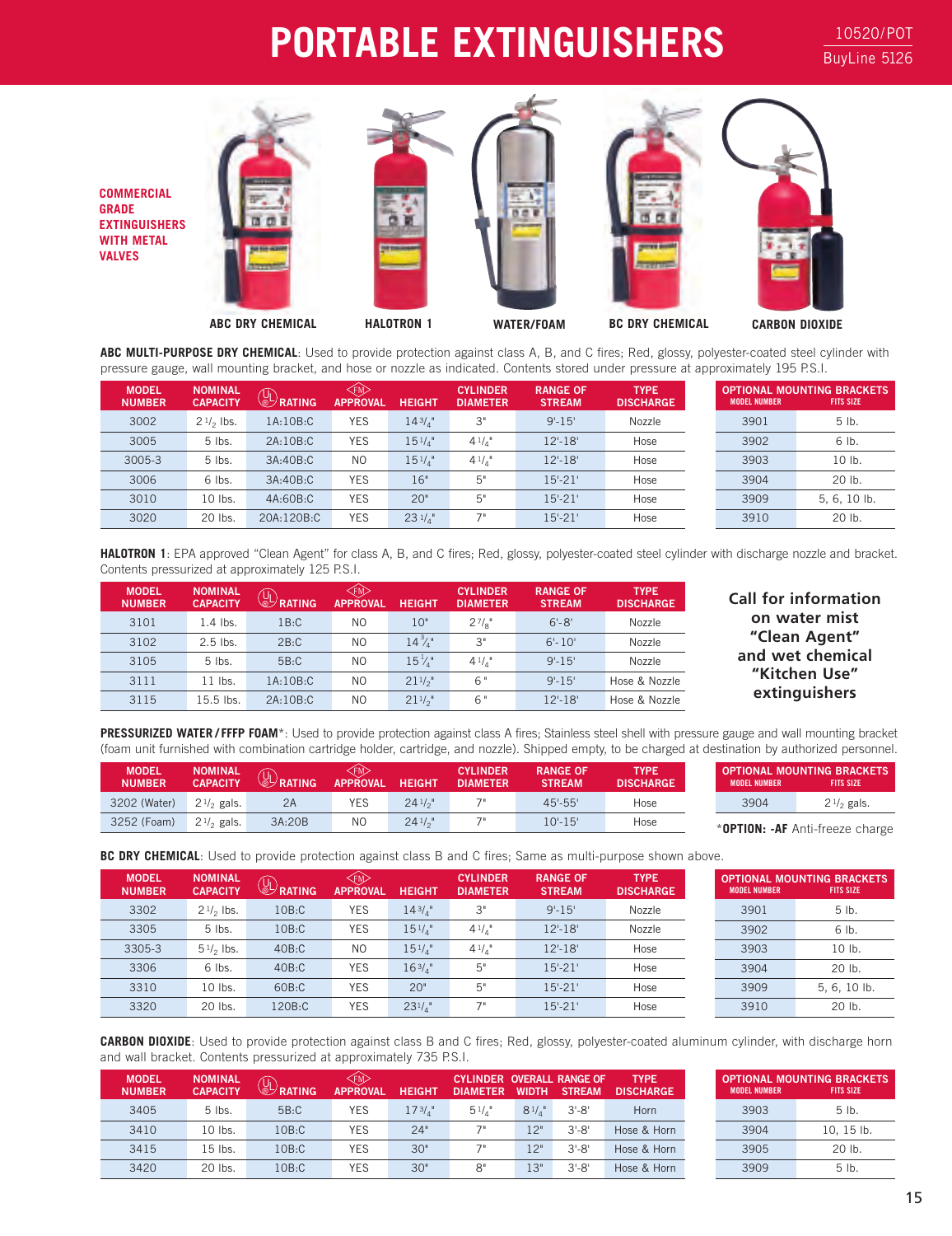# PORTABLE EXTINGUISHERS

10520/POT
BuyLine 5126

**COMMERCIAL GRADE EXTINGUISHERS WITH METAL VALVES**

ABC DRY CHEMICAL | HALOTRON 1 | WATER/FOAM | BC DRY CHEMICAL | CARBON DIOXIDE

**ABC MULTI-PURPOSE DRY CHEMICAL**: Used to provide protection against class A, B, and C fires; Red, glossy, polyester-coated steel cylinder with pressure gauge, wall mounting bracket, and hose or nozzle as indicated. Contents stored under pressure at approximately 195 P.S.I.

| MODEL NUMBER | NOMINAL CAPACITY | UL RATING | FM APPROVAL | HEIGHT | CYLINDER DIAMETER | RANGE OF STREAM | TYPE DISCHARGE |
|---|---|---|---|---|---|---|---|
| 3002 | 2 1/2 lbs. | 1A:10B:C | YES | 14 3/4" | 3" | 9'-15' | Nozzle |
| 3005 | 5 lbs. | 2A:10B:C | YES | 15 1/4" | 4 1/4" | 12'-18' | Hose |
| 3005-3 | 5 lbs. | 3A:40B:C | NO | 15 1/4" | 4 1/4" | 12'-18' | Hose |
| 3006 | 6 lbs. | 3A:40B:C | YES | 16" | 5" | 15'-21' | Hose |
| 3010 | 10 lbs. | 4A:60B:C | YES | 20" | 5" | 15'-21' | Hose |
| 3020 | 20 lbs. | 20A:120B:C | YES | 23 1/4" | 7" | 15'-21' | Hose |

| OPTIONAL MOUNTING BRACKETS MODEL NUMBER | FITS SIZE |
|---|---|
| 3901 | 5 lb. |
| 3902 | 6 lb. |
| 3903 | 10 lb. |
| 3904 | 20 lb. |
| 3909 | 5, 6, 10 lb. |
| 3910 | 20 lb. |

**HALOTRON 1**: EPA approved "Clean Agent" for class A, B, and C fires; Red, glossy, polyester-coated steel cylinder with discharge nozzle and bracket. Contents pressurized at approximately 125 P.S.I.

| MODEL NUMBER | NOMINAL CAPACITY | UL RATING | FM APPROVAL | HEIGHT | CYLINDER DIAMETER | RANGE OF STREAM | TYPE DISCHARGE |
|---|---|---|---|---|---|---|---|
| 3101 | 1.4 lbs. | 1B:C | NO | 10" | 2 7/8" | 6'-8' | Nozzle |
| 3102 | 2.5 lbs. | 2B:C | NO | 14 3/4" | 3" | 6'-10' | Nozzle |
| 3105 | 5 lbs. | 5B:C | NO | 15 1/4" | 4 1/4" | 9'-15' | Nozzle |
| 3111 | 11 lbs. | 1A:10B:C | NO | 21 1/2" | 6" | 9'-15' | Hose & Nozzle |
| 3115 | 15.5 lbs. | 2A:10B:C | NO | 21 1/2" | 6" | 12'-18' | Hose & Nozzle |

**Call for information on water mist "Clean Agent" and wet chemical "Kitchen Use" extinguishers**

**PRESSURIZED WATER / FFFP FOAM***: Used to provide protection against class A fires; Stainless steel shell with pressure gauge and wall mounting bracket (foam unit furnished with combination cartridge holder, cartridge, and nozzle). Shipped empty, to be charged at destination by authorized personnel.

| MODEL NUMBER | NOMINAL CAPACITY | UL RATING | FM APPROVAL | HEIGHT | CYLINDER DIAMETER | RANGE OF STREAM | TYPE DISCHARGE |
|---|---|---|---|---|---|---|---|
| 3202 (Water) | 2 1/2 gals. | 2A | YES | 24 1/2" | 7" | 45'-55' | Hose |
| 3252 (Foam) | 2 1/2 gals. | 3A:20B | NO | 24 1/2" | 7" | 10'-15' | Hose |

| OPTIONAL MOUNTING BRACKETS MODEL NUMBER | FITS SIZE |
|---|---|
| 3904 | 2 1/2 gals. |

***OPTION: -AF** Anti-freeze charge

**BC DRY CHEMICAL**: Used to provide protection against class B and C fires; Same as multi-purpose shown above.

| MODEL NUMBER | NOMINAL CAPACITY | UL RATING | FM APPROVAL | HEIGHT | CYLINDER DIAMETER | RANGE OF STREAM | TYPE DISCHARGE |
|---|---|---|---|---|---|---|---|
| 3302 | 2 1/2 lbs. | 10B:C | YES | 14 3/4" | 3" | 9'-15' | Nozzle |
| 3305 | 5 lbs. | 10B:C | YES | 15 1/4" | 4 1/4" | 12'-18' | Nozzle |
| 3305-3 | 5 1/2 lbs. | 40B:C | NO | 15 1/4" | 4 1/4" | 12'-18' | Hose |
| 3306 | 6 lbs. | 40B:C | YES | 16 3/4" | 5" | 15'-21' | Hose |
| 3310 | 10 lbs. | 60B:C | YES | 20" | 5" | 15'-21' | Hose |
| 3320 | 20 lbs. | 120B:C | YES | 23 1/4" | 7" | 15'-21' | Hose |

| OPTIONAL MOUNTING BRACKETS MODEL NUMBER | FITS SIZE |
|---|---|
| 3901 | 5 lb. |
| 3902 | 6 lb. |
| 3903 | 10 lb. |
| 3904 | 20 lb. |
| 3909 | 5, 6, 10 lb. |
| 3910 | 20 lb. |

**CARBON DIOXIDE**: Used to provide protection against class B and C fires; Red, glossy, polyester-coated aluminum cylinder, with discharge horn and wall bracket. Contents pressurized at approximately 735 P.S.I.

| MODEL NUMBER | NOMINAL CAPACITY | UL RATING | FM APPROVAL | HEIGHT | CYLINDER DIAMETER | OVERALL WIDTH | RANGE OF STREAM | TYPE DISCHARGE |
|---|---|---|---|---|---|---|---|---|
| 3405 | 5 lbs. | 5B:C | YES | 17 3/4" | 5 1/4" | 8 1/4" | 3'-8' | Horn |
| 3410 | 10 lbs. | 10B:C | YES | 24" | 7" | 12" | 3'-8' | Hose & Horn |
| 3415 | 15 lbs. | 10B:C | YES | 30" | 7" | 12" | 3'-8' | Hose & Horn |
| 3420 | 20 lbs. | 10B:C | YES | 30" | 8" | 13" | 3'-8' | Hose & Horn |

| OPTIONAL MOUNTING BRACKETS MODEL NUMBER | FITS SIZE |
|---|---|
| 3903 | 5 lb. |
| 3904 | 10, 15 lb. |
| 3905 | 20 lb. |
| 3909 | 5 lb. |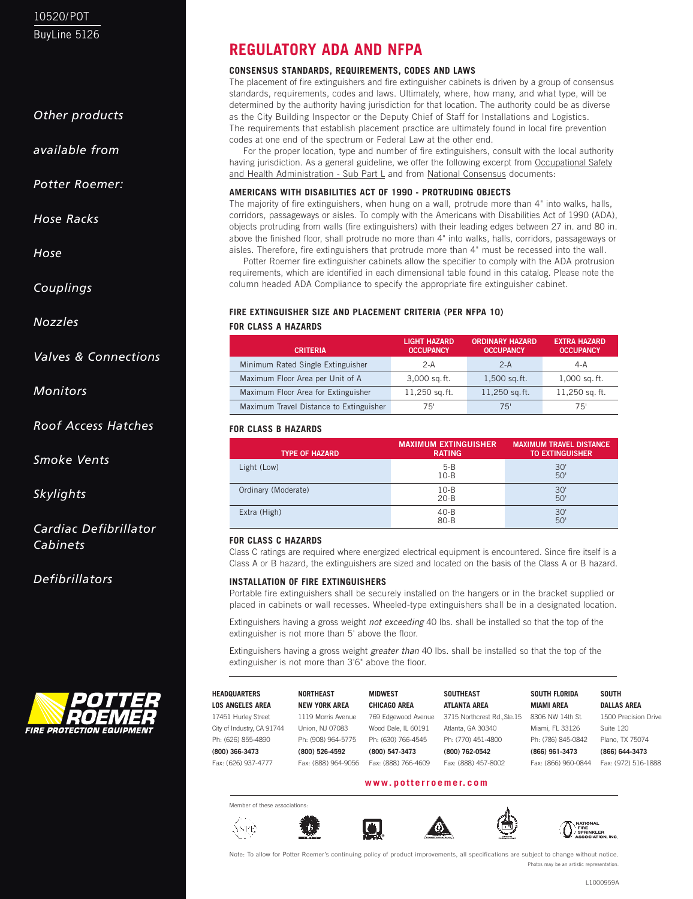10520/POT

BuyLine 5126

*Other products available from Potter Roemer:*

*Hose Racks*

*Hose*

*Couplings*

*Nozzles*

*Valves & Connections*

*Monitors*

*Roof Access Hatches*

*Smoke Vents*

*Skylights*

*Cardiac Defibrillator Cabinets*

*Defibrillators*

# REGULATORY ADA AND NFPA

### CONSENSUS STANDARDS, REQUIREMENTS, CODES AND LAWS

The placement of fire extinguishers and fire extinguisher cabinets is driven by a group of consensus standards, requirements, codes and laws. Ultimately, where, how many, and what type, will be determined by the authority having jurisdiction for that location. The authority could be as diverse as the City Building Inspector or the Deputy Chief of Staff for Installations and Logistics. The requirements that establish placement practice are ultimately found in local fire prevention codes at one end of the spectrum or Federal Law at the other end.

For the proper location, type and number of fire extinguishers, consult with the local authority having jurisdiction. As a general guideline, we offer the following excerpt from Occupational Safety and Health Administration - Sub Part L and from National Consensus documents:

### AMERICANS WITH DISABILITIES ACT OF 1990 - PROTRUDING OBJECTS

The majority of fire extinguishers, when hung on a wall, protrude more than 4" into walks, halls, corridors, passageways or aisles. To comply with the Americans with Disabilities Act of 1990 (ADA), objects protruding from walls (fire extinguishers) with their leading edges between 27 in. and 80 in. above the finished floor, shall protrude no more than 4" into walks, halls, corridors, passageways or aisles. Therefore, fire extinguishers that protrude more than 4" must be recessed into the wall.

Potter Roemer fire extinguisher cabinets allow the specifier to comply with the ADA protrusion requirements, which are identified in each dimensional table found in this catalog. Please note the column headed ADA Compliance to specify the appropriate fire extinguisher cabinet.

### FIRE EXTINGUISHER SIZE AND PLACEMENT CRITERIA (PER NFPA 10)

### FOR CLASS A HAZARDS

| CRITERIA | LIGHT HAZARD OCCUPANCY | ORDINARY HAZARD OCCUPANCY | EXTRA HAZARD OCCUPANCY |
|---|---|---|---|
| Minimum Rated Single Extinguisher | 2-A | 2-A | 4-A |
| Maximum Floor Area per Unit of A | 3,000 sq. ft. | 1,500 sq. ft. | 1,000 sq. ft. |
| Maximum Floor Area for Extinguisher | 11,250 sq. ft. | 11,250 sq. ft. | 11,250 sq. ft. |
| Maximum Travel Distance to Extinguisher | 75' | 75' | 75' |

### FOR CLASS B HAZARDS

| TYPE OF HAZARD | MAXIMUM EXTINGUISHER RATING | MAXIMUM TRAVEL DISTANCE TO EXTINGUISHER |
|---|---|---|
| Light (Low) | 5-B<br>10-B | 30'<br>50' |
| Ordinary (Moderate) | 10-B<br>20-B | 30'<br>50' |
| Extra (High) | 40-B<br>80-B | 30'<br>50' |

### FOR CLASS C HAZARDS

Class C ratings are required where energized electrical equipment is encountered. Since fire itself is a Class A or B hazard, the extinguishers are sized and located on the basis of the Class A or B hazard.

### INSTALLATION OF FIRE EXTINGUISHERS

Portable fire extinguishers shall be securely installed on the hangers or in the bracket supplied or placed in cabinets or wall recesses. Wheeled-type extinguishers shall be in a designated location.

Extinguishers having a gross weight *not exceeding* 40 lbs. shall be installed so that the top of the extinguisher is not more than 5' above the floor.

Extinguishers having a gross weight *greater than* 40 lbs. shall be installed so that the top of the extinguisher is not more than 3'6" above the floor.

POTTER ROEMER FIRE PROTECTION EQUIPMENT

**HEADQUARTERS LOS ANGELES AREA**
17451 Hurley Street
City of Industry, CA 91744
Ph: (626) 855-4890
**(800) 366-3473**
Fax: (626) 937-4777

**NORTHEAST NEW YORK AREA**
1119 Morris Avenue
Union, NJ 07083
Ph: (908) 964-5775
**(800) 526-4592**
Fax: (888) 964-9056

**MIDWEST CHICAGO AREA**
769 Edgewood Avenue
Wood Dale, IL 60191
Ph: (630) 766-4545
**(800) 547-3473**
Fax: (888) 766-4609

**SOUTHEAST ATLANTA AREA**
3715 Northcrest Rd.,Ste.15
Atlanta, GA 30340
Ph: (770) 451-4800
**(800) 762-0542**
Fax: (888) 457-8002

**SOUTH FLORIDA MIAMI AREA**
8306 NW 14th St.
Miami, FL 33126
Ph: (786) 845-0842
**(866) 961-3473**
Fax: (866) 960-0844

**SOUTH DALLAS AREA**
1500 Precision Drive
Suite 120
Plano, TX 75074
**(866) 644-3473**
Fax: (972) 516-1888

**www.potterroemer.com**

Member of these associations:

Note: To allow for Potter Roemer's continuing policy of product improvements, all specifications are subject to change without notice.
Photos may be an artistic representation.

L1000959A